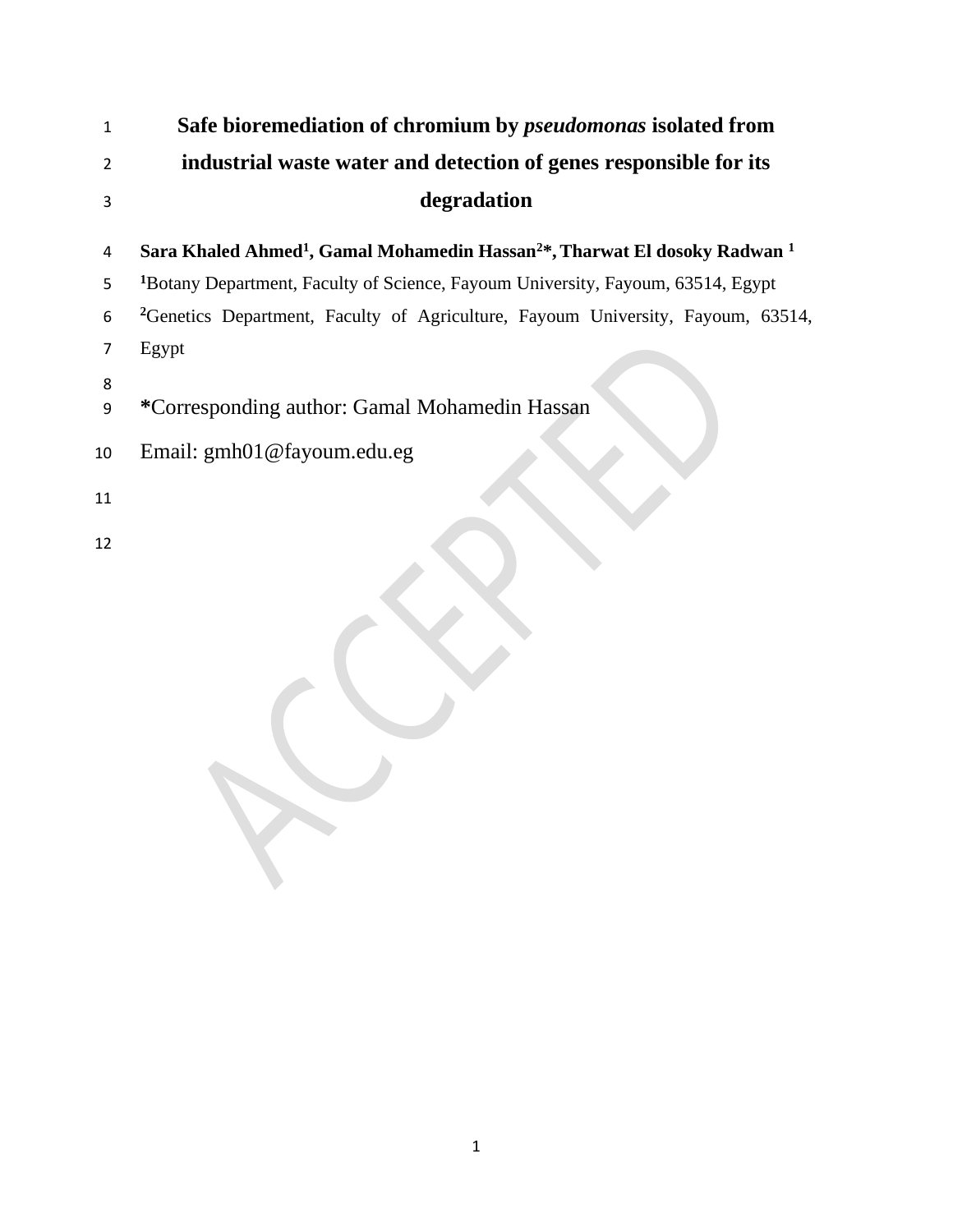# Safe bioremediation of chromium by *pseudomonas* isolated from industrial waste water and detection of genes responsible for its degradation

**Sara Khaled Ahmed[1], Gamal Mohamedin Hassan[2*], Tharwat El dosoky Radwan [1]**

[1]Botany Department, Faculty of Science, Fayoum University, Fayoum, 63514, Egypt

[2]Genetics Department, Faculty of Agriculture, Fayoum University, Fayoum, 63514, Egypt

**\***Corresponding author: Gamal Mohamedin Hassan

Email: gmh01@fayoum.edu.eg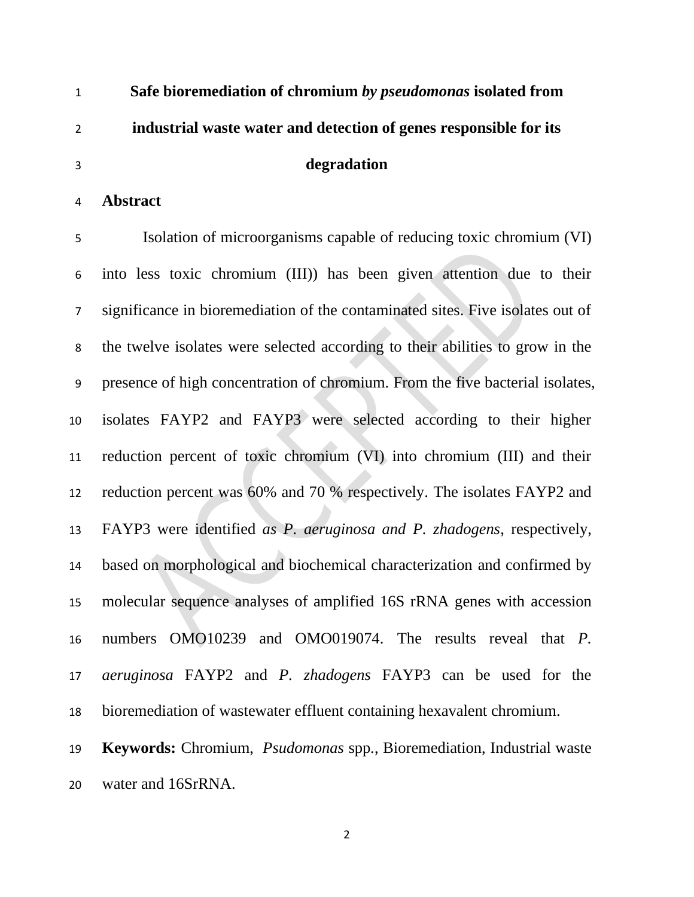# Safe bioremediation of chromium *by pseudomonas* isolated from industrial waste water and detection of genes responsible for its degradation

## Abstract

Isolation of microorganisms capable of reducing toxic chromium (VI) into less toxic chromium (III)) has been given attention due to their significance in bioremediation of the contaminated sites. Five isolates out of the twelve isolates were selected according to their abilities to grow in the presence of high concentration of chromium. From the five bacterial isolates, isolates FAYP2 and FAYP3 were selected according to their higher reduction percent of toxic chromium (VI) into chromium (III) and their reduction percent was 60% and 70 % respectively. The isolates FAYP2 and FAYP3 were identified *as P. aeruginosa and P. zhadogens*, respectively, based on morphological and biochemical characterization and confirmed by molecular sequence analyses of amplified 16S rRNA genes with accession numbers OMO10239 and OMO019074. The results reveal that *P. aeruginosa* FAYP2 and *P. zhadogens* FAYP3 can be used for the bioremediation of wastewater effluent containing hexavalent chromium.

**Keywords:** Chromium, *Psudomonas* spp., Bioremediation, Industrial waste water and 16SrRNA.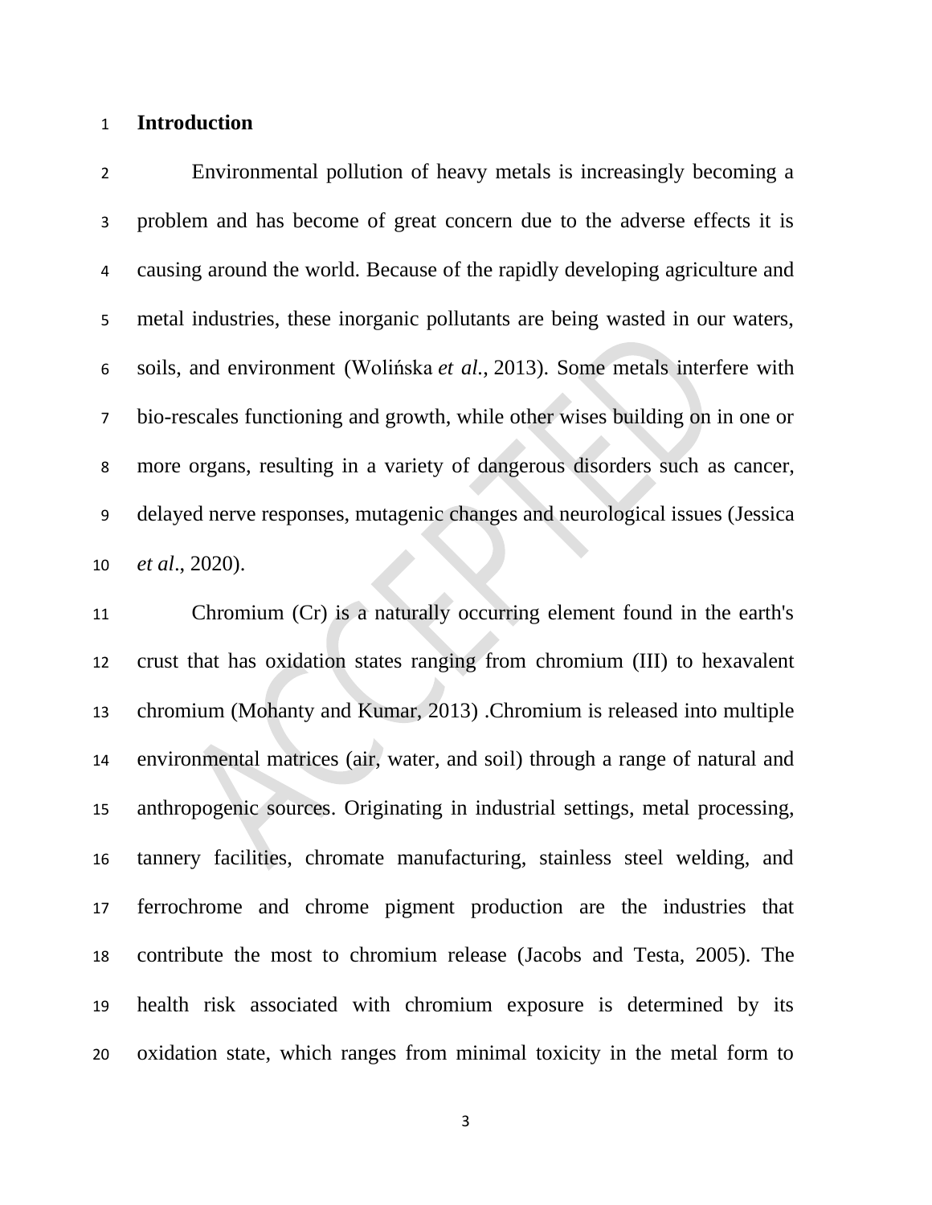## Introduction

Environmental pollution of heavy metals is increasingly becoming a problem and has become of great concern due to the adverse effects it is causing around the world. Because of the rapidly developing agriculture and metal industries, these inorganic pollutants are being wasted in our waters, soils, and environment (Wolińska *et al.*, 2013). Some metals interfere with bio-rescales functioning and growth, while other wises building on in one or more organs, resulting in a variety of dangerous disorders such as cancer, delayed nerve responses, mutagenic changes and neurological issues (Jessica *et al*., 2020).

Chromium (Cr) is a naturally occurring element found in the earth's crust that has oxidation states ranging from chromium (III) to hexavalent chromium (Mohanty and Kumar, 2013) .Chromium is released into multiple environmental matrices (air, water, and soil) through a range of natural and anthropogenic sources. Originating in industrial settings, metal processing, tannery facilities, chromate manufacturing, stainless steel welding, and ferrochrome and chrome pigment production are the industries that contribute the most to chromium release (Jacobs and Testa, 2005). The health risk associated with chromium exposure is determined by its oxidation state, which ranges from minimal toxicity in the metal form to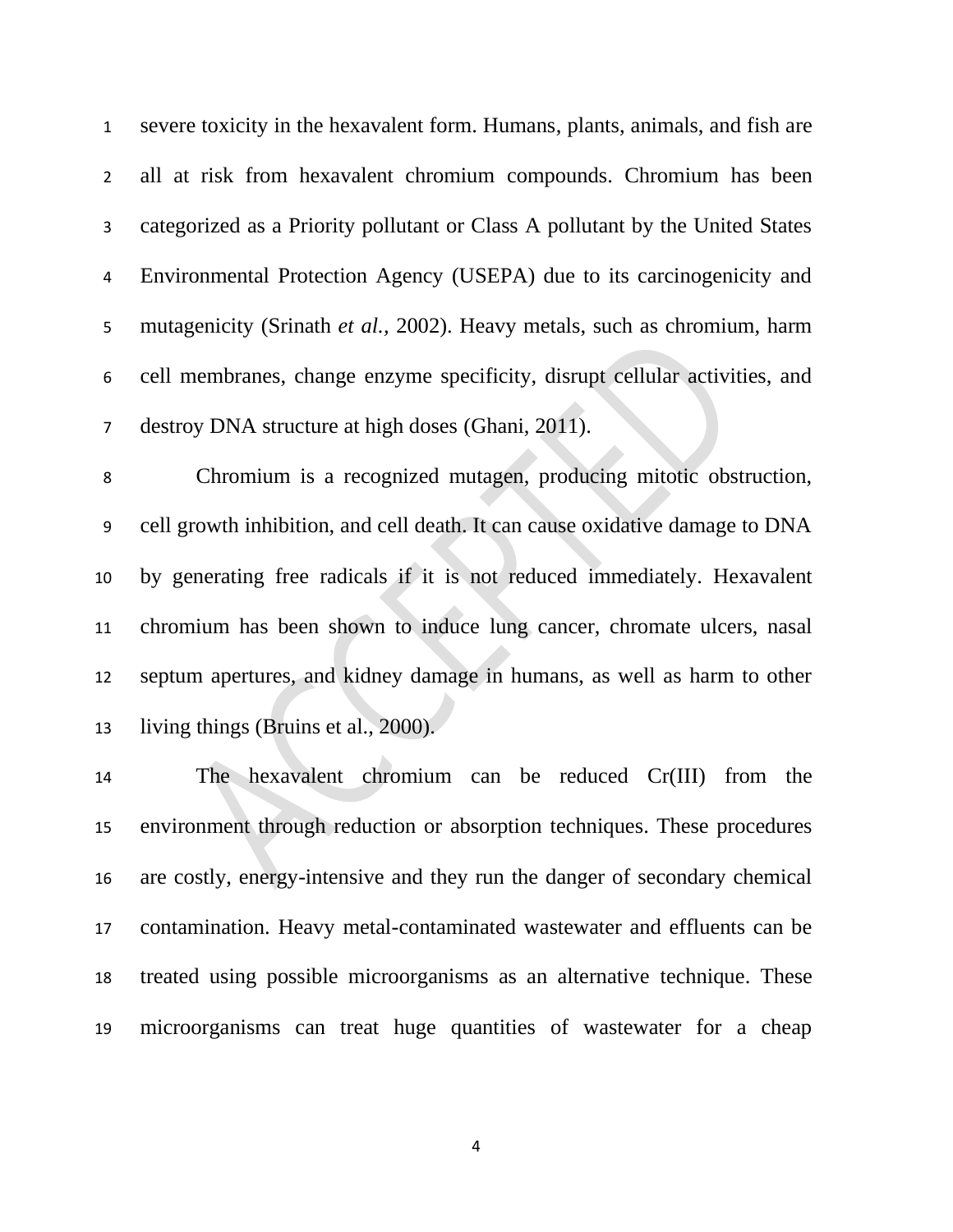severe toxicity in the hexavalent form. Humans, plants, animals, and fish are all at risk from hexavalent chromium compounds. Chromium has been categorized as a Priority pollutant or Class A pollutant by the United States Environmental Protection Agency (USEPA) due to its carcinogenicity and mutagenicity (Srinath *et al.,* 2002). Heavy metals, such as chromium, harm cell membranes, change enzyme specificity, disrupt cellular activities, and destroy DNA structure at high doses (Ghani, 2011).

Chromium is a recognized mutagen, producing mitotic obstruction, cell growth inhibition, and cell death. It can cause oxidative damage to DNA by generating free radicals if it is not reduced immediately. Hexavalent chromium has been shown to induce lung cancer, chromate ulcers, nasal septum apertures, and kidney damage in humans, as well as harm to other living things (Bruins et al., 2000).

The hexavalent chromium can be reduced Cr(III) from the environment through reduction or absorption techniques. These procedures are costly, energy-intensive and they run the danger of secondary chemical contamination. Heavy metal-contaminated wastewater and effluents can be treated using possible microorganisms as an alternative technique. These microorganisms can treat huge quantities of wastewater for a cheap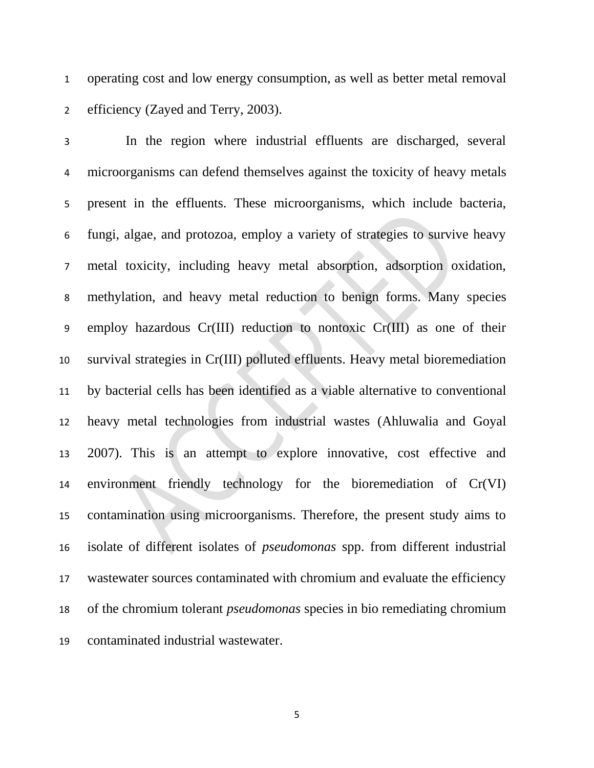operating cost and low energy consumption, as well as better metal removal efficiency (Zayed and Terry, 2003).

In the region where industrial effluents are discharged, several microorganisms can defend themselves against the toxicity of heavy metals present in the effluents. These microorganisms, which include bacteria, fungi, algae, and protozoa, employ a variety of strategies to survive heavy metal toxicity, including heavy metal absorption, adsorption oxidation, methylation, and heavy metal reduction to benign forms. Many species employ hazardous Cr(III) reduction to nontoxic Cr(III) as one of their survival strategies in Cr(III) polluted effluents. Heavy metal bioremediation by bacterial cells has been identified as a viable alternative to conventional heavy metal technologies from industrial wastes (Ahluwalia and Goyal 2007). This is an attempt to explore innovative, cost effective and environment friendly technology for the bioremediation of Cr(VI) contamination using microorganisms. Therefore, the present study aims to isolate of different isolates of *pseudomonas* spp. from different industrial wastewater sources contaminated with chromium and evaluate the efficiency of the chromium tolerant *pseudomonas* species in bio remediating chromium contaminated industrial wastewater.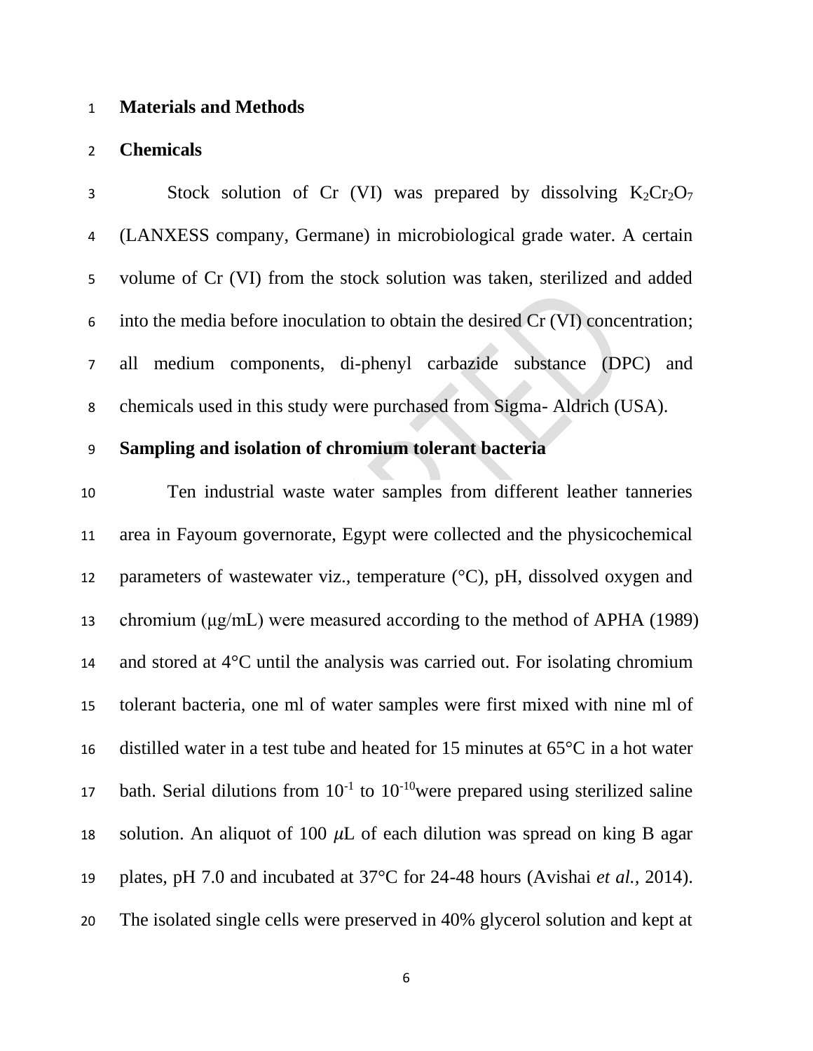## Materials and Methods

### Chemicals

Stock solution of Cr (VI) was prepared by dissolving $K_2Cr_2O_7$ (LANXESS company, Germane) in microbiological grade water. A certain volume of Cr (VI) from the stock solution was taken, sterilized and added into the media before inoculation to obtain the desired Cr (VI) concentration; all medium components, di-phenyl carbazide substance (DPC) and chemicals used in this study were purchased from Sigma- Aldrich (USA).

### Sampling and isolation of chromium tolerant bacteria

Ten industrial waste water samples from different leather tanneries area in Fayoum governorate, Egypt were collected and the physicochemical parameters of wastewater viz., temperature (°C), pH, dissolved oxygen and chromium (µg/mL) were measured according to the method of APHA (1989) and stored at 4°C until the analysis was carried out. For isolating chromium tolerant bacteria, one ml of water samples were first mixed with nine ml of distilled water in a test tube and heated for 15 minutes at 65°C in a hot water bath. Serial dilutions from $10^{-1}$ to $10^{-10}$were prepared using sterilized saline solution. An aliquot of 100 $\mu$L of each dilution was spread on king B agar plates, pH 7.0 and incubated at 37°C for 24-48 hours (Avishai *et al.,* 2014). The isolated single cells were preserved in 40% glycerol solution and kept at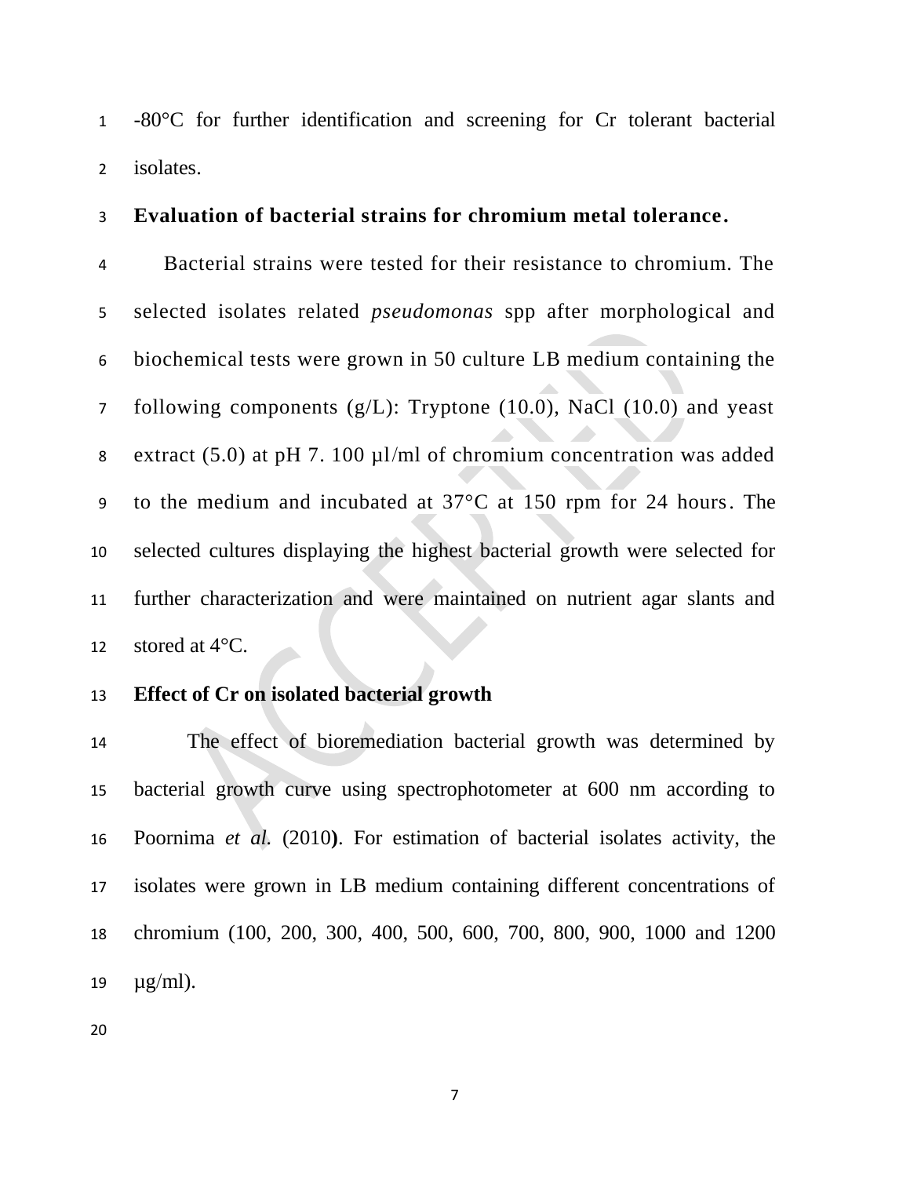-80°C for further identification and screening for Cr tolerant bacterial isolates.

### Evaluation of bacterial strains for chromium metal tolerance.

Bacterial strains were tested for their resistance to chromium. The selected isolates related *pseudomonas* spp after morphological and biochemical tests were grown in 50 culture LB medium containing the following components (g/L): Tryptone (10.0), NaCl (10.0) and yeast extract (5.0) at pH 7. 100 µl/ml of chromium concentration was added to the medium and incubated at 37°C at 150 rpm for 24 hours. The selected cultures displaying the highest bacterial growth were selected for further characterization and were maintained on nutrient agar slants and stored at 4°C.

### Effect of Cr on isolated bacterial growth

The effect of bioremediation bacterial growth was determined by bacterial growth curve using spectrophotometer at 600 nm according to Poornima *et al.* (2010**)**. For estimation of bacterial isolates activity, the isolates were grown in LB medium containing different concentrations of chromium (100, 200, 300, 400, 500, 600, 700, 800, 900, 1000 and 1200 µg/ml).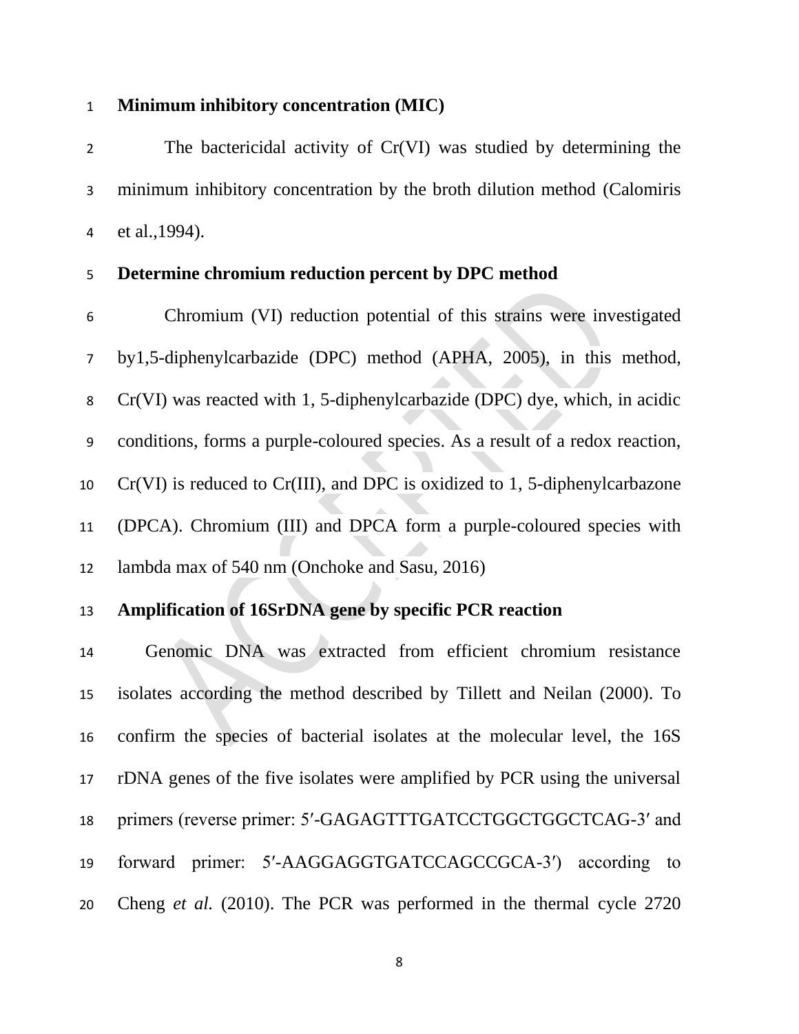**Minimum inhibitory concentration (MIC)**

The bactericidal activity of Cr(VI) was studied by determining the minimum inhibitory concentration by the broth dilution method (Calomiris et al.,1994).

**Determine chromium reduction percent by DPC method**

Chromium (VI) reduction potential of this strains were investigated by1,5-diphenylcarbazide (DPC) method (APHA, 2005), in this method, Cr(VI) was reacted with 1, 5-diphenylcarbazide (DPC) dye, which, in acidic conditions, forms a purple-coloured species. As a result of a redox reaction, Cr(VI) is reduced to Cr(III), and DPC is oxidized to 1, 5-diphenylcarbazone (DPCA). Chromium (III) and DPCA form a purple-coloured species with lambda max of 540 nm (Onchoke and Sasu, 2016)

**Amplification of 16SrDNA gene by specific PCR reaction**

Genomic DNA was extracted from efficient chromium resistance isolates according the method described by Tillett and Neilan (2000). To confirm the species of bacterial isolates at the molecular level, the 16S rDNA genes of the five isolates were amplified by PCR using the universal primers (reverse primer: 5′-GAGAGTTTGATCCTGGCTGGCTCAG-3′ and forward primer: 5′-AAGGAGGTGATCCAGCCGCA-3′) according to Cheng *et al.* (2010). The PCR was performed in the thermal cycle 2720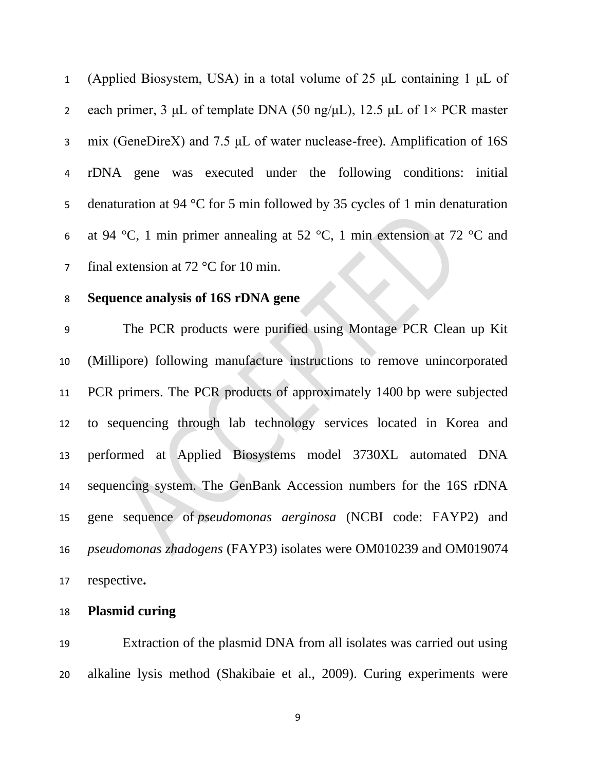(Applied Biosystem, USA) in a total volume of 25 μL containing 1 μL of each primer, 3 μL of template DNA (50 ng/μL), 12.5 μL of 1× PCR master mix (GeneDireX) and 7.5 μL of water nuclease-free). Amplification of 16S rDNA gene was executed under the following conditions: initial denaturation at 94 °C for 5 min followed by 35 cycles of 1 min denaturation at 94 °C, 1 min primer annealing at 52 °C, 1 min extension at 72 °C and final extension at 72 °C for 10 min.

**Sequence analysis of 16S rDNA gene**

The PCR products were purified using Montage PCR Clean up Kit (Millipore) following manufacture instructions to remove unincorporated PCR primers. The PCR products of approximately 1400 bp were subjected to sequencing through lab technology services located in Korea and performed at Applied Biosystems model 3730XL automated DNA sequencing system. The GenBank Accession numbers for the 16S rDNA gene sequence of *pseudomonas aerginosa* (NCBI code: FAYP2) and *pseudomonas zhadogens* (FAYP3) isolates were OM010239 and OM019074 respective**.**

**Plasmid curing**

Extraction of the plasmid DNA from all isolates was carried out using alkaline lysis method (Shakibaie et al., 2009). Curing experiments were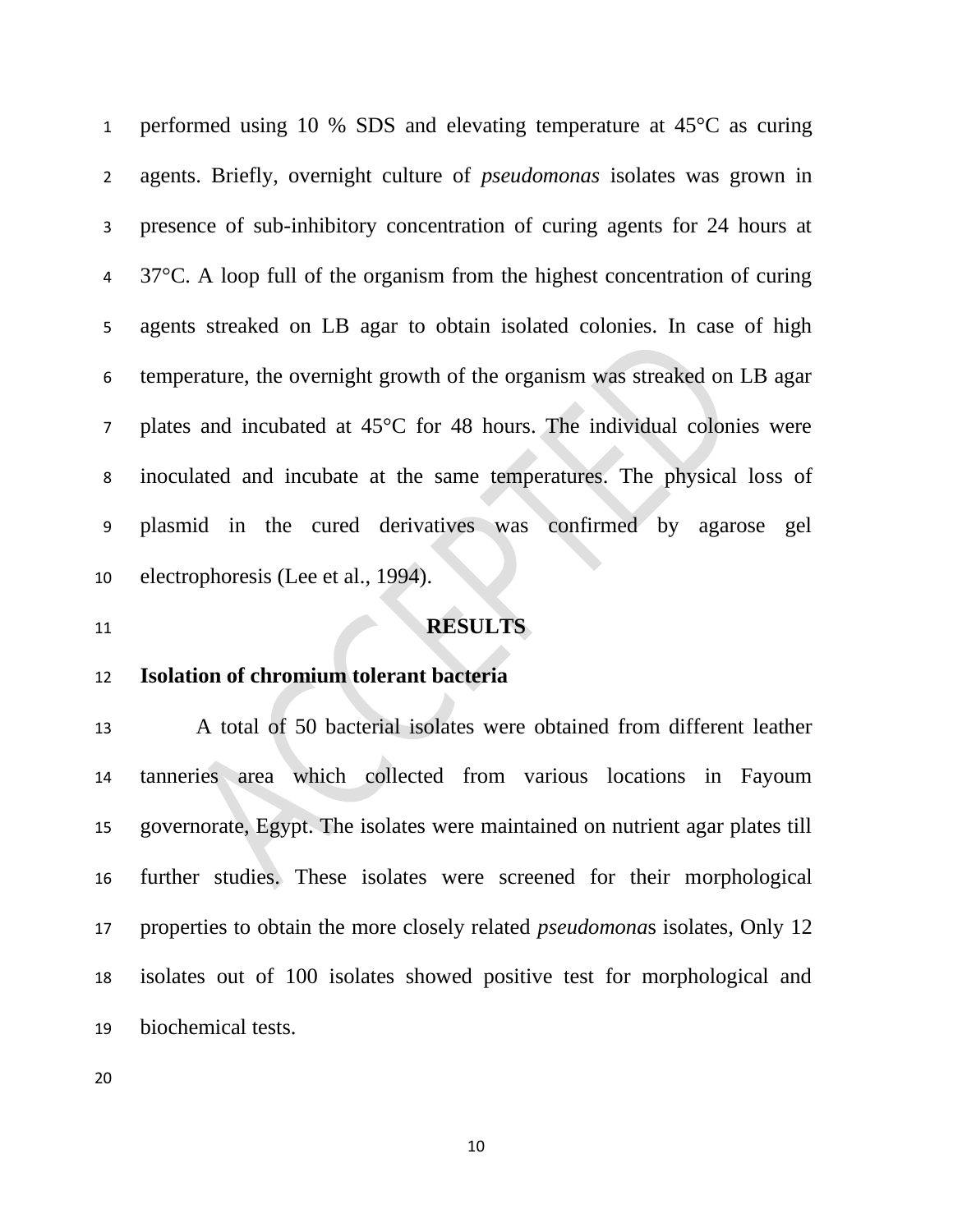performed using 10 % SDS and elevating temperature at 45°C as curing agents. Briefly, overnight culture of *pseudomonas* isolates was grown in presence of sub-inhibitory concentration of curing agents for 24 hours at 37°C. A loop full of the organism from the highest concentration of curing agents streaked on LB agar to obtain isolated colonies. In case of high temperature, the overnight growth of the organism was streaked on LB agar plates and incubated at 45°C for 48 hours. The individual colonies were inoculated and incubate at the same temperatures. The physical loss of plasmid in the cured derivatives was confirmed by agarose gel electrophoresis (Lee et al., 1994).

## RESULTS

### Isolation of chromium tolerant bacteria

A total of 50 bacterial isolates were obtained from different leather tanneries area which collected from various locations in Fayoum governorate, Egypt. The isolates were maintained on nutrient agar plates till further studies. These isolates were screened for their morphological properties to obtain the more closely related *pseudomona*s isolates, Only 12 isolates out of 100 isolates showed positive test for morphological and biochemical tests.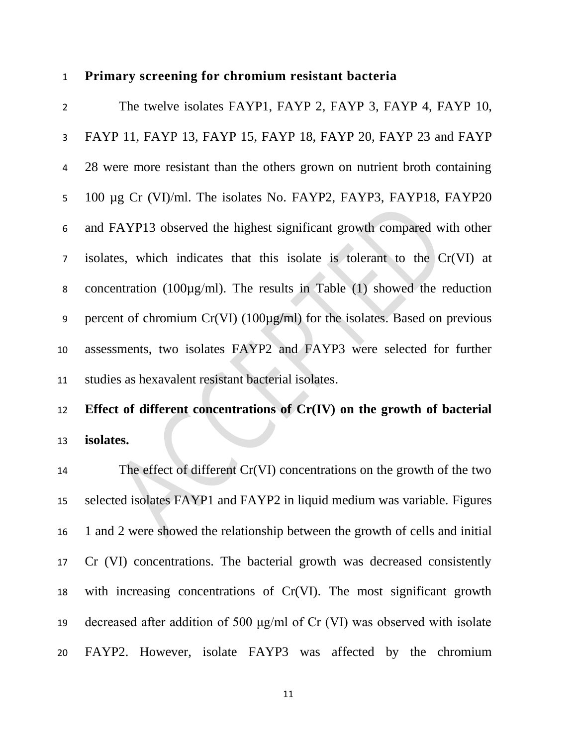**Primary screening for chromium resistant bacteria**

The twelve isolates FAYP1, FAYP 2, FAYP 3, FAYP 4, FAYP 10, FAYP 11, FAYP 13, FAYP 15, FAYP 18, FAYP 20, FAYP 23 and FAYP 28 were more resistant than the others grown on nutrient broth containing 100 µg Cr (VI)/ml. The isolates No. FAYP2, FAYP3, FAYP18, FAYP20 and FAYP13 observed the highest significant growth compared with other isolates, which indicates that this isolate is tolerant to the Cr(VI) at concentration (100µg/ml). The results in Table (1) showed the reduction percent of chromium Cr(VI) (100µg/ml) for the isolates. Based on previous assessments, two isolates FAYP2 and FAYP3 were selected for further studies as hexavalent resistant bacterial isolates.

**Effect of different concentrations of Cr(IV) on the growth of bacterial isolates.**

The effect of different Cr(VI) concentrations on the growth of the two selected isolates FAYP1 and FAYP2 in liquid medium was variable. Figures 1 and 2 were showed the relationship between the growth of cells and initial Cr (VI) concentrations. The bacterial growth was decreased consistently with increasing concentrations of Cr(VI). The most significant growth decreased after addition of 500 µg/ml of Cr (VI) was observed with isolate FAYP2. However, isolate FAYP3 was affected by the chromium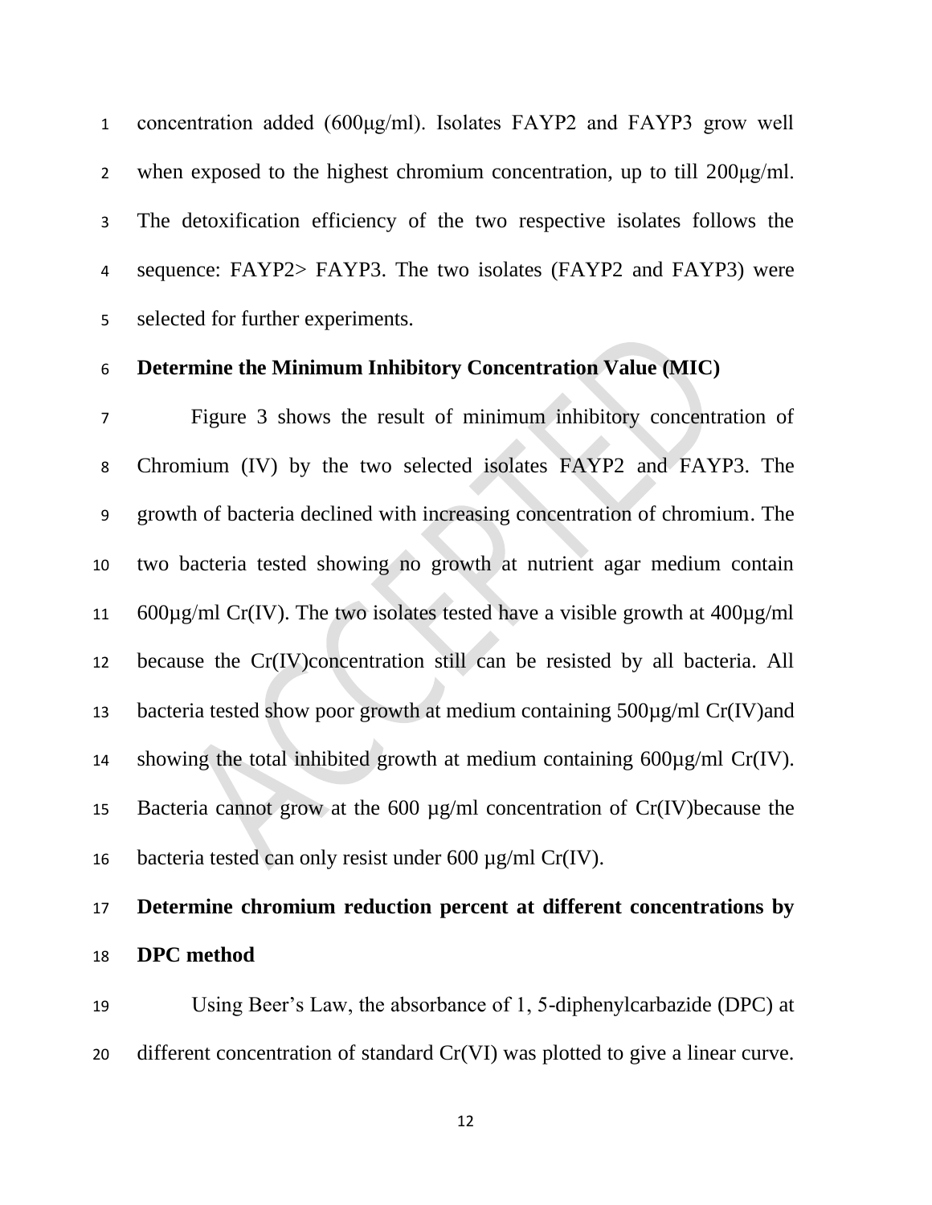concentration added (600μg/ml). Isolates FAYP2 and FAYP3 grow well when exposed to the highest chromium concentration, up to till 200μg/ml. The detoxification efficiency of the two respective isolates follows the sequence: FAYP2> FAYP3. The two isolates (FAYP2 and FAYP3) were selected for further experiments.

**Determine the Minimum Inhibitory Concentration Value (MIC)**

Figure 3 shows the result of minimum inhibitory concentration of Chromium (IV) by the two selected isolates FAYP2 and FAYP3. The growth of bacteria declined with increasing concentration of chromium. The two bacteria tested showing no growth at nutrient agar medium contain 600µg/ml Cr(IV). The two isolates tested have a visible growth at 400µg/ml because the Cr(IV)concentration still can be resisted by all bacteria. All bacteria tested show poor growth at medium containing 500µg/ml Cr(IV)and showing the total inhibited growth at medium containing 600µg/ml Cr(IV). Bacteria cannot grow at the 600 µg/ml concentration of Cr(IV)because the bacteria tested can only resist under 600 µg/ml Cr(IV).

**Determine chromium reduction percent at different concentrations by DPC method**

Using Beer's Law, the absorbance of 1, 5-diphenylcarbazide (DPC) at different concentration of standard Cr(VI) was plotted to give a linear curve.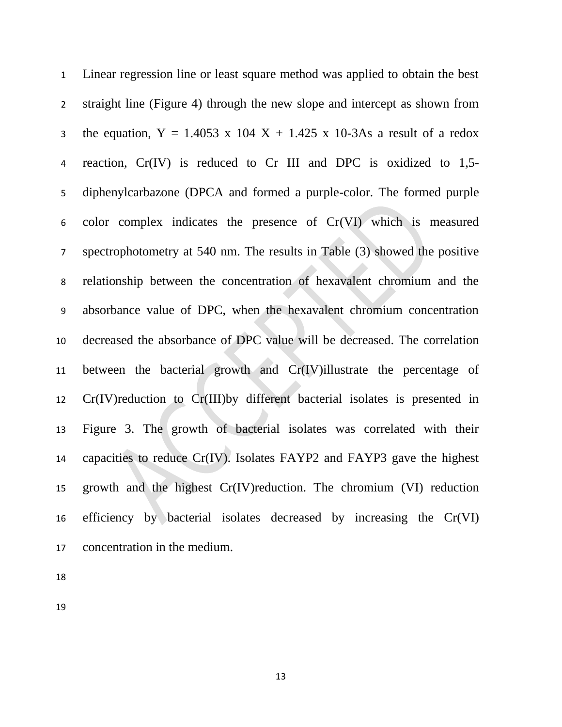Linear regression line or least square method was applied to obtain the best straight line (Figure 4) through the new slope and intercept as shown from the equation, Y = 1.4053 x 104 X + 1.425 x 10-3As a result of a redox reaction, Cr(IV) is reduced to Cr III and DPC is oxidized to 1,5-diphenylcarbazone (DPCA and formed a purple-color. The formed purple color complex indicates the presence of Cr(VI) which is measured spectrophotometry at 540 nm. The results in Table (3) showed the positive relationship between the concentration of hexavalent chromium and the absorbance value of DPC, when the hexavalent chromium concentration decreased the absorbance of DPC value will be decreased. The correlation between the bacterial growth and Cr(IV)illustrate the percentage of Cr(IV)reduction to Cr(III)by different bacterial isolates is presented in Figure 3. The growth of bacterial isolates was correlated with their capacities to reduce Cr(IV). Isolates FAYP2 and FAYP3 gave the highest growth and the highest Cr(IV)reduction. The chromium (VI) reduction efficiency by bacterial isolates decreased by increasing the Cr(VI) concentration in the medium.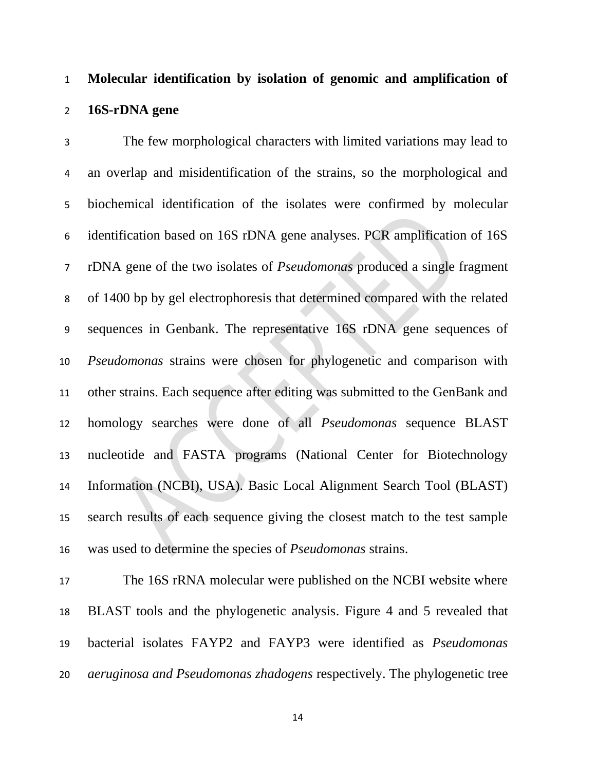**Molecular identification by isolation of genomic and amplification of 16S-rDNA gene**

The few morphological characters with limited variations may lead to an overlap and misidentification of the strains, so the morphological and biochemical identification of the isolates were confirmed by molecular identification based on 16S rDNA gene analyses. PCR amplification of 16S rDNA gene of the two isolates of *Pseudomonas* produced a single fragment of 1400 bp by gel electrophoresis that determined compared with the related sequences in Genbank. The representative 16S rDNA gene sequences of *Pseudomonas* strains were chosen for phylogenetic and comparison with other strains. Each sequence after editing was submitted to the GenBank and homology searches were done of all *Pseudomonas* sequence BLAST nucleotide and FASTA programs (National Center for Biotechnology Information (NCBI), USA). Basic Local Alignment Search Tool (BLAST) search results of each sequence giving the closest match to the test sample was used to determine the species of *Pseudomonas* strains.

The 16S rRNA molecular were published on the NCBI website where BLAST tools and the phylogenetic analysis. Figure 4 and 5 revealed that bacterial isolates FAYP2 and FAYP3 were identified as *Pseudomonas aeruginosa and Pseudomonas zhadogens* respectively. The phylogenetic tree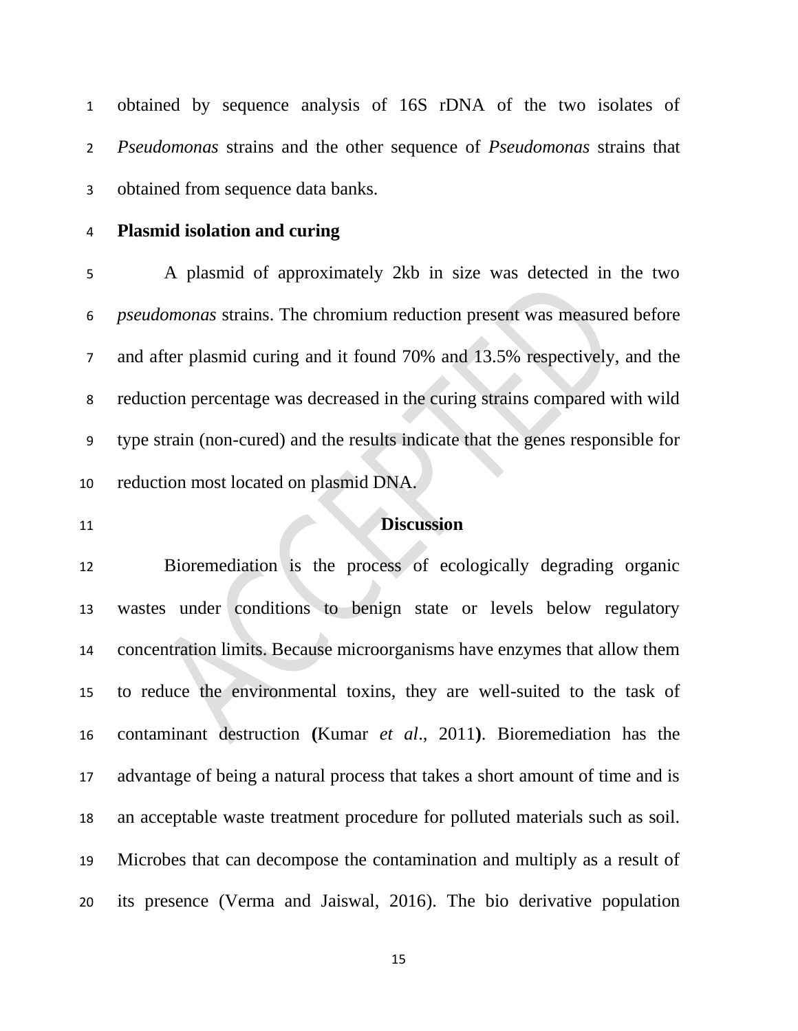obtained by sequence analysis of 16S rDNA of the two isolates of *Pseudomonas* strains and the other sequence of *Pseudomonas* strains that obtained from sequence data banks.

**Plasmid isolation and curing**

A plasmid of approximately 2kb in size was detected in the two *pseudomonas* strains. The chromium reduction present was measured before and after plasmid curing and it found 70% and 13.5% respectively, and the reduction percentage was decreased in the curing strains compared with wild type strain (non-cured) and the results indicate that the genes responsible for reduction most located on plasmid DNA.

## Discussion

Bioremediation is the process of ecologically degrading organic wastes under conditions to benign state or levels below regulatory concentration limits. Because microorganisms have enzymes that allow them to reduce the environmental toxins, they are well-suited to the task of contaminant destruction **(**Kumar *et al*., 2011**)**. Bioremediation has the advantage of being a natural process that takes a short amount of time and is an acceptable waste treatment procedure for polluted materials such as soil. Microbes that can decompose the contamination and multiply as a result of its presence (Verma and Jaiswal, 2016). The bio derivative population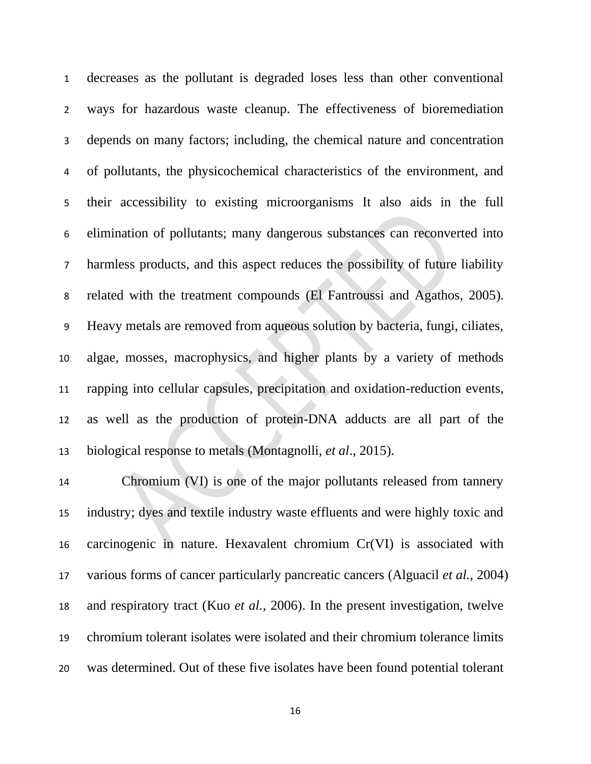decreases as the pollutant is degraded loses less than other conventional ways for hazardous waste cleanup. The effectiveness of bioremediation depends on many factors; including, the chemical nature and concentration of pollutants, the physicochemical characteristics of the environment, and their accessibility to existing microorganisms It also aids in the full elimination of pollutants; many dangerous substances can reconverted into harmless products, and this aspect reduces the possibility of future liability related with the treatment compounds (El Fantroussi and Agathos, 2005). Heavy metals are removed from aqueous solution by bacteria, fungi, ciliates, algae, mosses, macrophysics, and higher plants by a variety of methods rapping into cellular capsules, precipitation and oxidation-reduction events, as well as the production of protein-DNA adducts are all part of the biological response to metals (Montagnolli, *et al*., 2015).

Chromium (VI) is one of the major pollutants released from tannery industry; dyes and textile industry waste effluents and were highly toxic and carcinogenic in nature. Hexavalent chromium Cr(VI) is associated with various forms of cancer particularly pancreatic cancers (Alguacil *et al.*, 2004) and respiratory tract (Kuo *et al.*, 2006). In the present investigation, twelve chromium tolerant isolates were isolated and their chromium tolerance limits was determined. Out of these five isolates have been found potential tolerant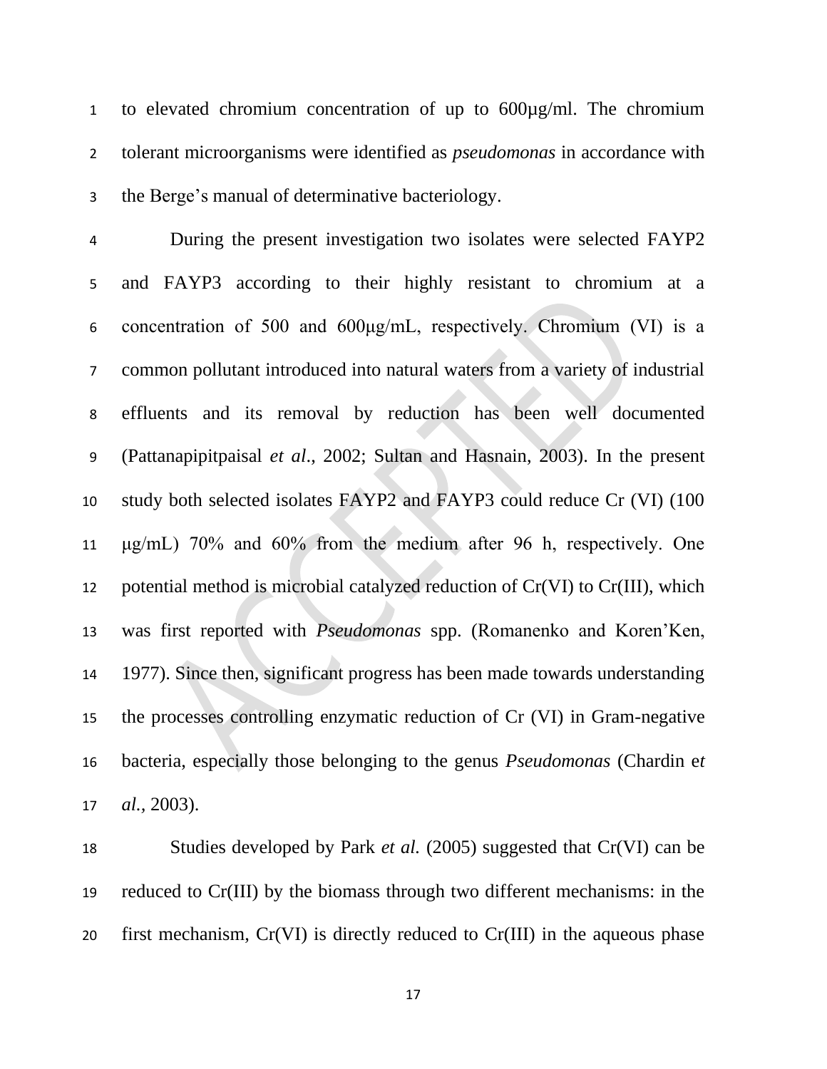to elevated chromium concentration of up to 600µg/ml. The chromium tolerant microorganisms were identified as *pseudomonas* in accordance with the Berge's manual of determinative bacteriology.

During the present investigation two isolates were selected FAYP2 and FAYP3 according to their highly resistant to chromium at a concentration of 500 and 600μg/mL, respectively. Chromium (VI) is a common pollutant introduced into natural waters from a variety of industrial effluents and its removal by reduction has been well documented (Pattanapipitpaisal *et al*., 2002; Sultan and Hasnain, 2003). In the present study both selected isolates FAYP2 and FAYP3 could reduce Cr (VI) (100 μg/mL) 70% and 60% from the medium after 96 h, respectively. One potential method is microbial catalyzed reduction of Cr(VI) to Cr(III), which was first reported with *Pseudomonas* spp. (Romanenko and Koren'Ken, 1977). Since then, significant progress has been made towards understanding the processes controlling enzymatic reduction of Cr (VI) in Gram-negative bacteria, especially those belonging to the genus *Pseudomonas* (Chardin e*t al.,* 2003).

Studies developed by Park *et al.* (2005) suggested that Cr(VI) can be reduced to Cr(III) by the biomass through two different mechanisms: in the first mechanism, Cr(VI) is directly reduced to Cr(III) in the aqueous phase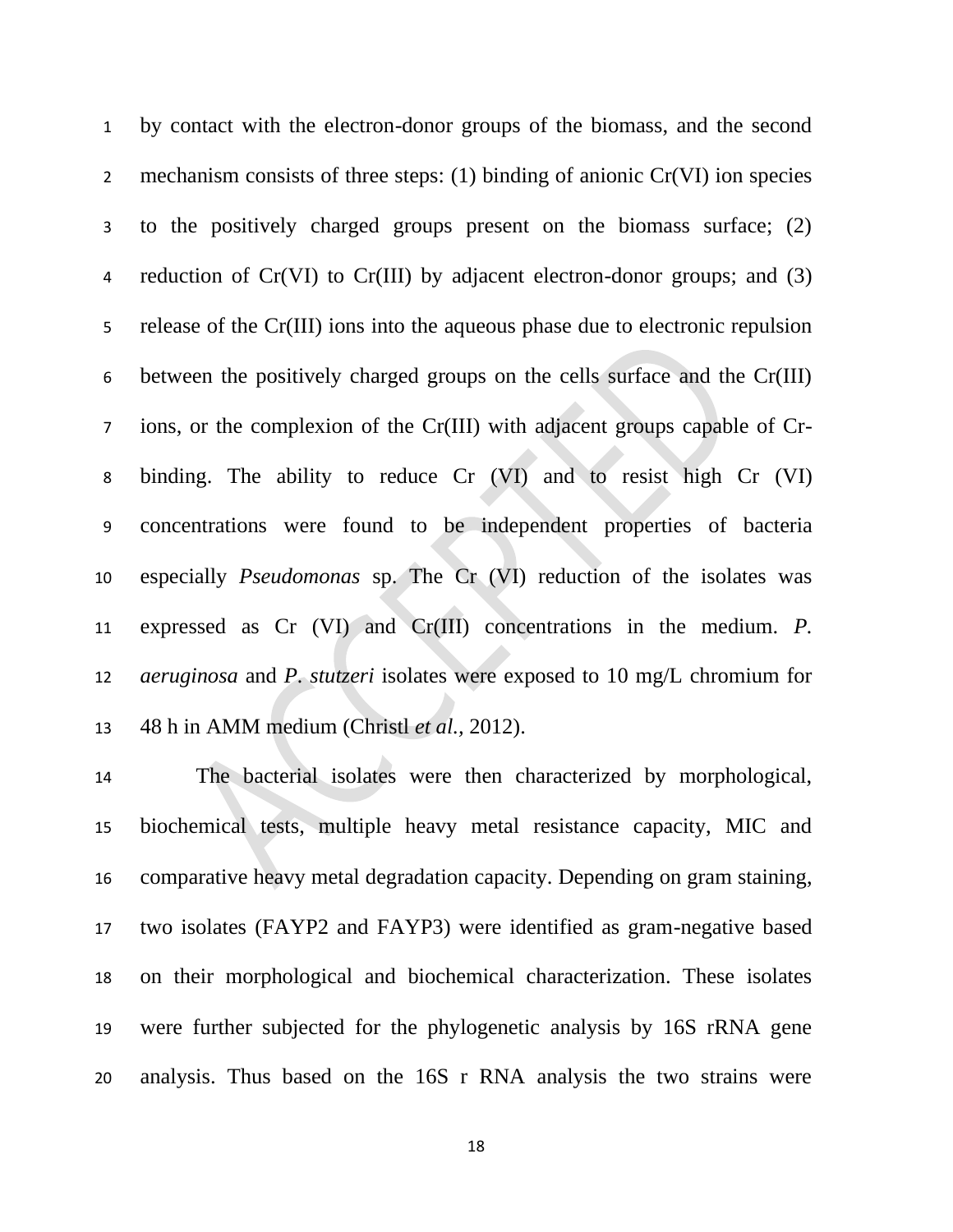by contact with the electron-donor groups of the biomass, and the second mechanism consists of three steps: (1) binding of anionic Cr(VI) ion species to the positively charged groups present on the biomass surface; (2) reduction of Cr(VI) to Cr(III) by adjacent electron-donor groups; and (3) release of the Cr(III) ions into the aqueous phase due to electronic repulsion between the positively charged groups on the cells surface and the Cr(III) ions, or the complexion of the Cr(III) with adjacent groups capable of Cr-binding. The ability to reduce Cr (VI) and to resist high Cr (VI) concentrations were found to be independent properties of bacteria especially *Pseudomonas* sp. The Cr (VI) reduction of the isolates was expressed as Cr (VI) and Cr(III) concentrations in the medium. *P. aeruginosa* and *P. stutzeri* isolates were exposed to 10 mg/L chromium for 48 h in AMM medium (Christl *et al.*, 2012).

The bacterial isolates were then characterized by morphological, biochemical tests, multiple heavy metal resistance capacity, MIC and comparative heavy metal degradation capacity. Depending on gram staining, two isolates (FAYP2 and FAYP3) were identified as gram-negative based on their morphological and biochemical characterization. These isolates were further subjected for the phylogenetic analysis by 16S rRNA gene analysis. Thus based on the 16S r RNA analysis the two strains were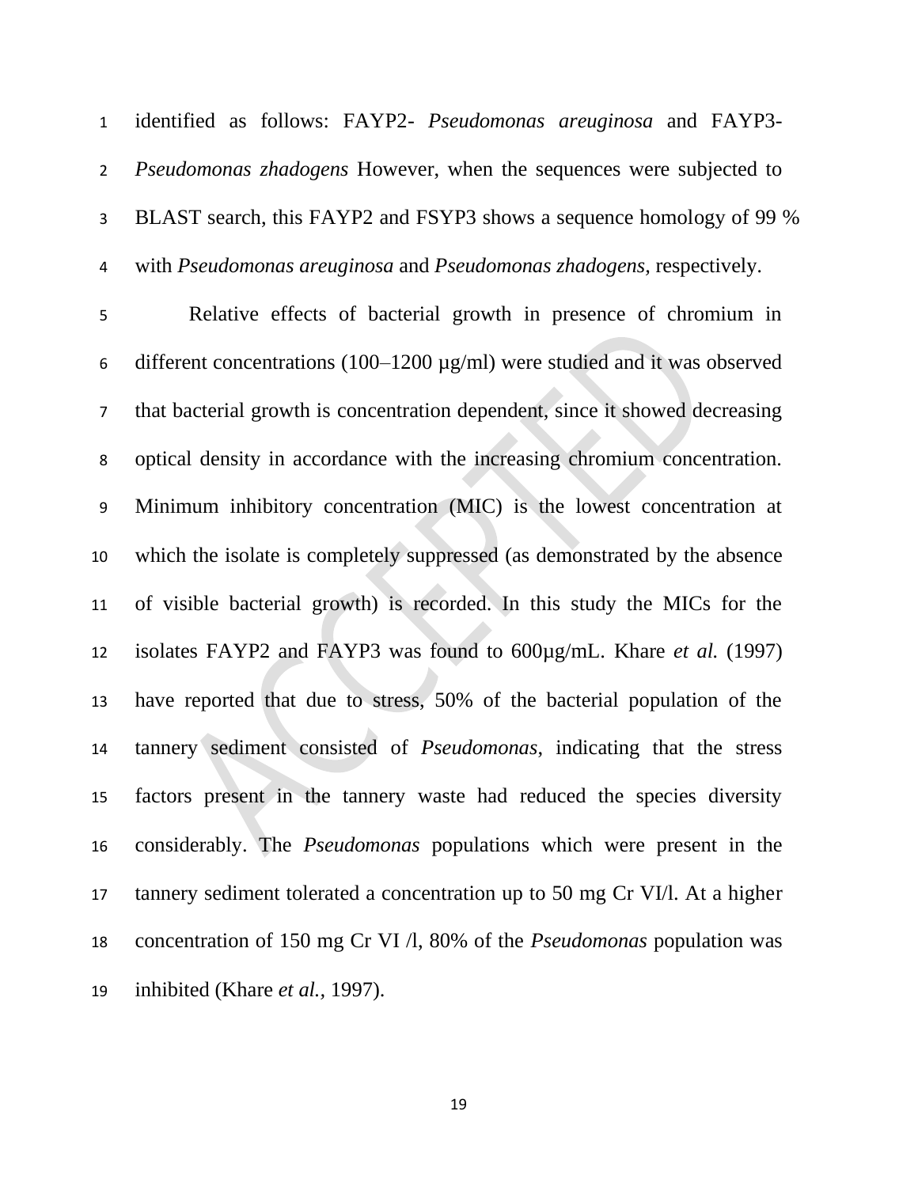identified as follows: FAYP2- *Pseudomonas areuginosa* and FAYP3- *Pseudomonas zhadogens* However, when the sequences were subjected to BLAST search, this FAYP2 and FSYP3 shows a sequence homology of 99 % with *Pseudomonas areuginosa* and *Pseudomonas zhadogens*, respectively.

Relative effects of bacterial growth in presence of chromium in different concentrations (100–1200 µg/ml) were studied and it was observed that bacterial growth is concentration dependent, since it showed decreasing optical density in accordance with the increasing chromium concentration. Minimum inhibitory concentration (MIC) is the lowest concentration at which the isolate is completely suppressed (as demonstrated by the absence of visible bacterial growth) is recorded. In this study the MICs for the isolates FAYP2 and FAYP3 was found to 600µg/mL. Khare *et al.* (1997) have reported that due to stress, 50% of the bacterial population of the tannery sediment consisted of *Pseudomonas*, indicating that the stress factors present in the tannery waste had reduced the species diversity considerably. The *Pseudomonas* populations which were present in the tannery sediment tolerated a concentration up to 50 mg Cr VI/l. At a higher concentration of 150 mg Cr VI /l, 80% of the *Pseudomonas* population was inhibited (Khare *et al.*, 1997).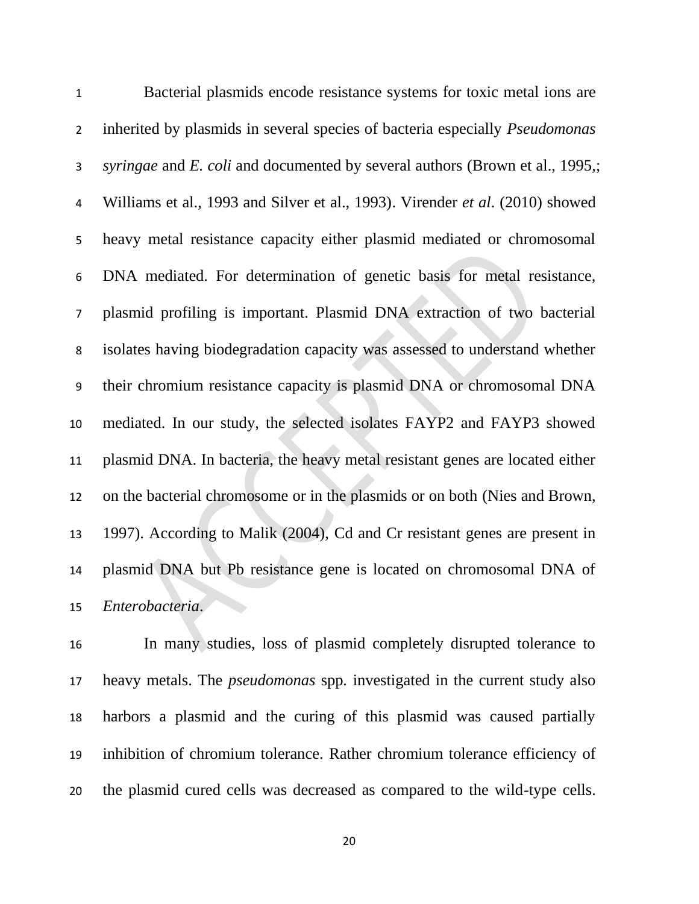Bacterial plasmids encode resistance systems for toxic metal ions are inherited by plasmids in several species of bacteria especially *Pseudomonas syringae* and *E. coli* and documented by several authors (Brown et al., 1995,; Williams et al., 1993 and Silver et al., 1993). Virender *et al*. (2010) showed heavy metal resistance capacity either plasmid mediated or chromosomal DNA mediated. For determination of genetic basis for metal resistance, plasmid profiling is important. Plasmid DNA extraction of two bacterial isolates having biodegradation capacity was assessed to understand whether their chromium resistance capacity is plasmid DNA or chromosomal DNA mediated. In our study, the selected isolates FAYP2 and FAYP3 showed plasmid DNA. In bacteria, the heavy metal resistant genes are located either on the bacterial chromosome or in the plasmids or on both (Nies and Brown, 1997). According to Malik (2004), Cd and Cr resistant genes are present in plasmid DNA but Pb resistance gene is located on chromosomal DNA of *Enterobacteria*.

In many studies, loss of plasmid completely disrupted tolerance to heavy metals. The *pseudomonas* spp. investigated in the current study also harbors a plasmid and the curing of this plasmid was caused partially inhibition of chromium tolerance. Rather chromium tolerance efficiency of the plasmid cured cells was decreased as compared to the wild-type cells.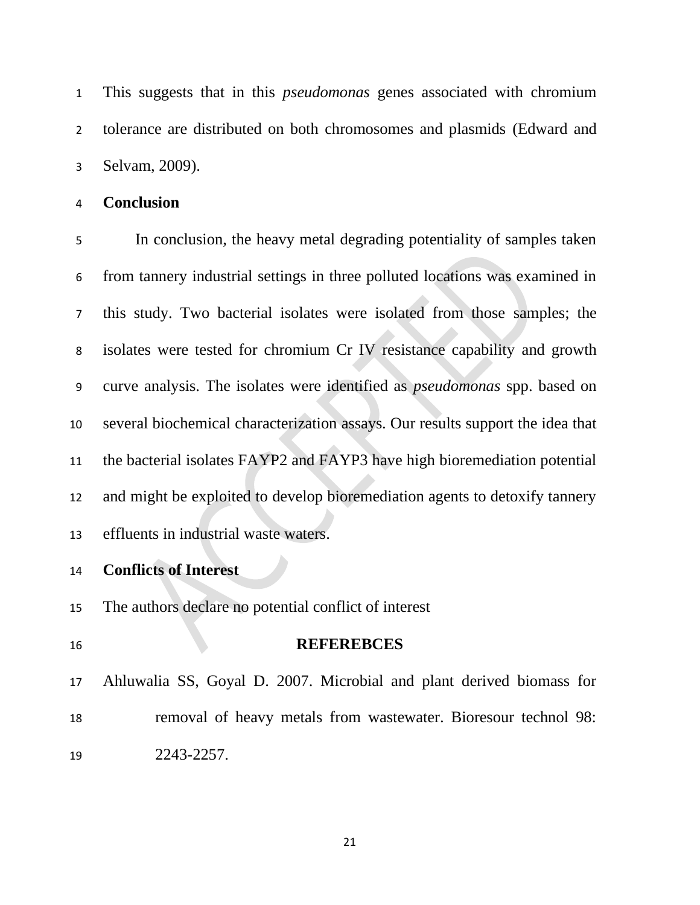This suggests that in this *pseudomonas* genes associated with chromium tolerance are distributed on both chromosomes and plasmids (Edward and Selvam, 2009).

## Conclusion

In conclusion, the heavy metal degrading potentiality of samples taken from tannery industrial settings in three polluted locations was examined in this study. Two bacterial isolates were isolated from those samples; the isolates were tested for chromium Cr IV resistance capability and growth curve analysis. The isolates were identified as *pseudomonas* spp. based on several biochemical characterization assays. Our results support the idea that the bacterial isolates FAYP2 and FAYP3 have high bioremediation potential and might be exploited to develop bioremediation agents to detoxify tannery effluents in industrial waste waters.

## Conflicts of Interest

The authors declare no potential conflict of interest

## REFEREBCES

Ahluwalia SS, Goyal D. 2007. Microbial and plant derived biomass for removal of heavy metals from wastewater. Bioresour technol 98: 2243-2257.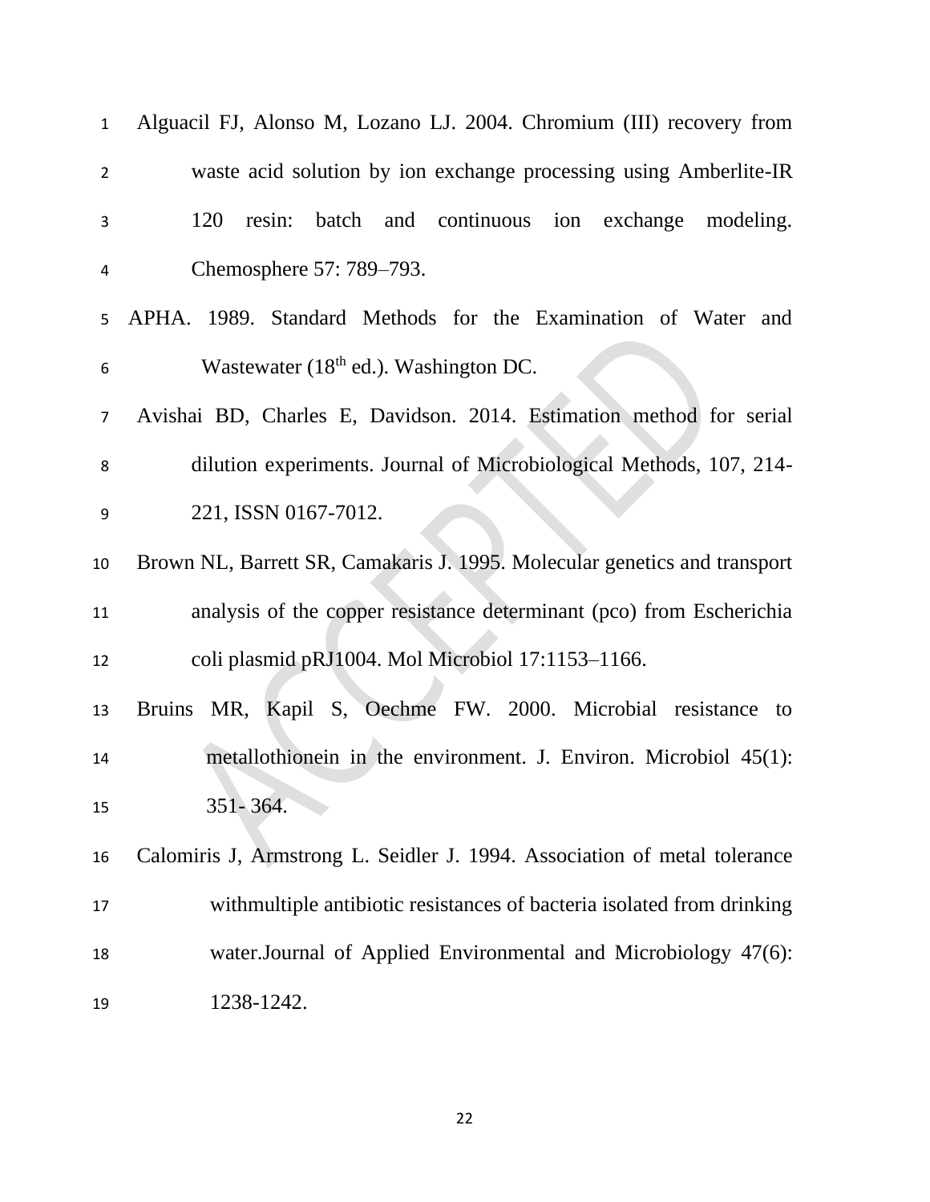Alguacil FJ, Alonso M, Lozano LJ. 2004. Chromium (III) recovery from waste acid solution by ion exchange processing using Amberlite-IR 120 resin: batch and continuous ion exchange modeling. Chemosphere 57: 789–793.

APHA. 1989. Standard Methods for the Examination of Water and Wastewater (18th ed.). Washington DC.

Avishai BD, Charles E, Davidson. 2014. Estimation method for serial dilution experiments. Journal of Microbiological Methods, 107, 214-221, ISSN 0167-7012.

Brown NL, Barrett SR, Camakaris J. 1995. Molecular genetics and transport analysis of the copper resistance determinant (pco) from Escherichia coli plasmid pRJ1004. Mol Microbiol 17:1153–1166.

Bruins MR, Kapil S, Oechme FW. 2000. Microbial resistance to metallothionein in the environment. J. Environ. Microbiol 45(1): 351- 364.

Calomiris J, Armstrong L. Seidler J. 1994. Association of metal tolerance withmultiple antibiotic resistances of bacteria isolated from drinking water.Journal of Applied Environmental and Microbiology 47(6): 1238-1242.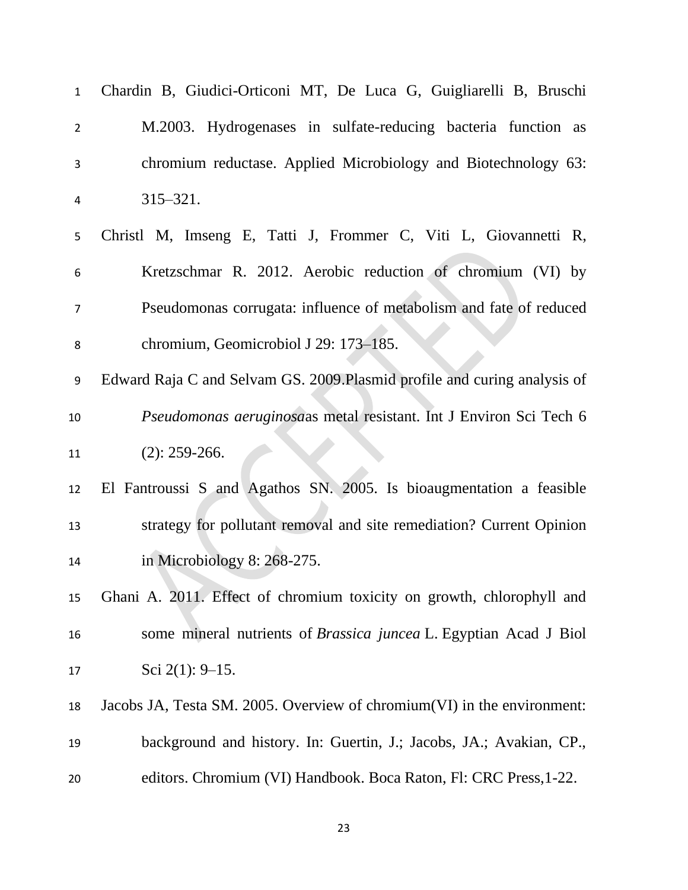Chardin B, Giudici-Orticoni MT, De Luca G, Guigliarelli B, Bruschi M.2003. Hydrogenases in sulfate-reducing bacteria function as chromium reductase. Applied Microbiology and Biotechnology 63: 315–321.

Christl M, Imseng E, Tatti J, Frommer C, Viti L, Giovannetti R, Kretzschmar R. 2012. Aerobic reduction of chromium (VI) by Pseudomonas corrugata: influence of metabolism and fate of reduced chromium, Geomicrobiol J 29: 173–185.

Edward Raja C and Selvam GS. 2009.Plasmid profile and curing analysis of *Pseudomonas aeruginosa*as metal resistant. Int J Environ Sci Tech 6 (2): 259-266.

El Fantroussi S and Agathos SN. 2005. Is bioaugmentation a feasible strategy for pollutant removal and site remediation? Current Opinion in Microbiology 8: 268-275.

Ghani A. 2011. Effect of chromium toxicity on growth, chlorophyll and some mineral nutrients of *Brassica juncea* L. Egyptian Acad J Biol Sci 2(1): 9–15.

Jacobs JA, Testa SM. 2005. Overview of chromium(VI) in the environment: background and history. In: Guertin, J.; Jacobs, JA.; Avakian, CP., editors. Chromium (VI) Handbook. Boca Raton, Fl: CRC Press,1-22.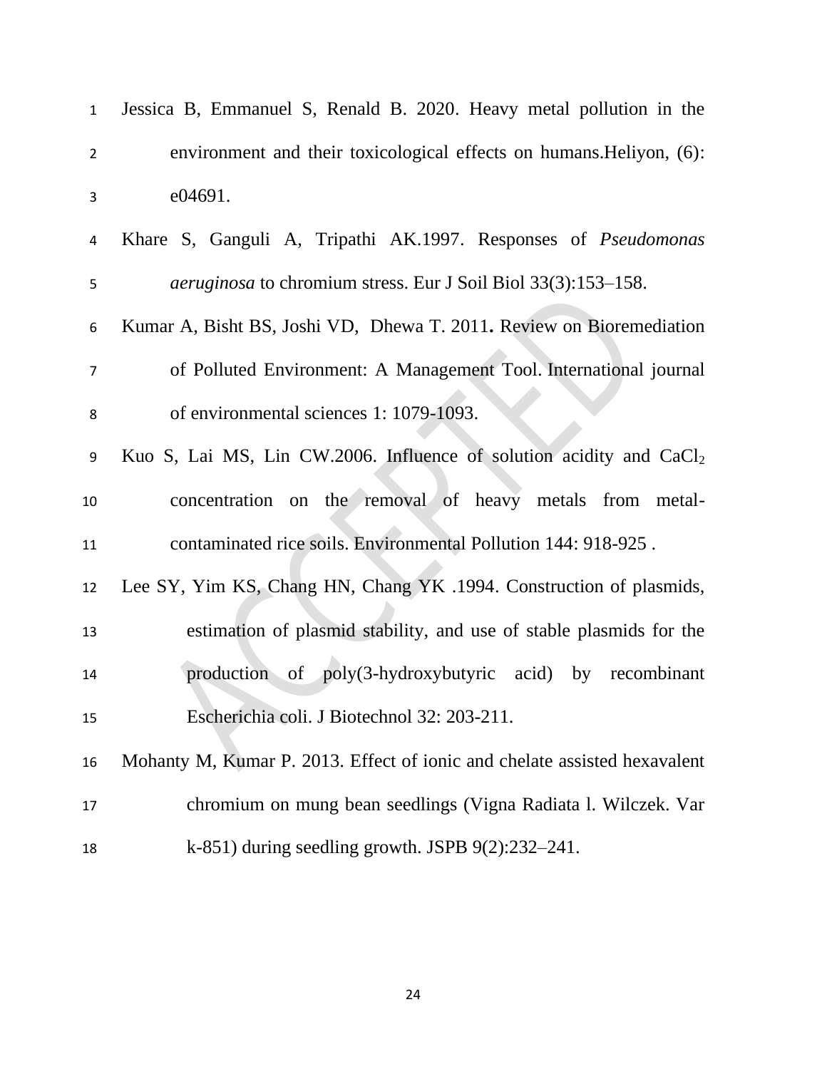Jessica B, Emmanuel S, Renald B. 2020. Heavy metal pollution in the environment and their toxicological effects on humans.Heliyon, (6): e04691.

Khare S, Ganguli A, Tripathi AK.1997. Responses of *Pseudomonas aeruginosa* to chromium stress. Eur J Soil Biol 33(3):153–158.

Kumar A, Bisht BS, Joshi VD, Dhewa T. 2011**.** Review on Bioremediation of Polluted Environment: A Management Tool. International journal of environmental sciences 1: 1079-1093.

Kuo S, Lai MS, Lin CW.2006. Influence of solution acidity and $CaCl_2$ concentration on the removal of heavy metals from metal-contaminated rice soils. Environmental Pollution 144: 918-925 .

Lee SY, Yim KS, Chang HN, Chang YK .1994. Construction of plasmids, estimation of plasmid stability, and use of stable plasmids for the production of poly(3-hydroxybutyric acid) by recombinant Escherichia coli. J Biotechnol 32: 203-211.

Mohanty M, Kumar P. 2013. Effect of ionic and chelate assisted hexavalent chromium on mung bean seedlings (Vigna Radiata l. Wilczek. Var k-851) during seedling growth. JSPB 9(2):232–241.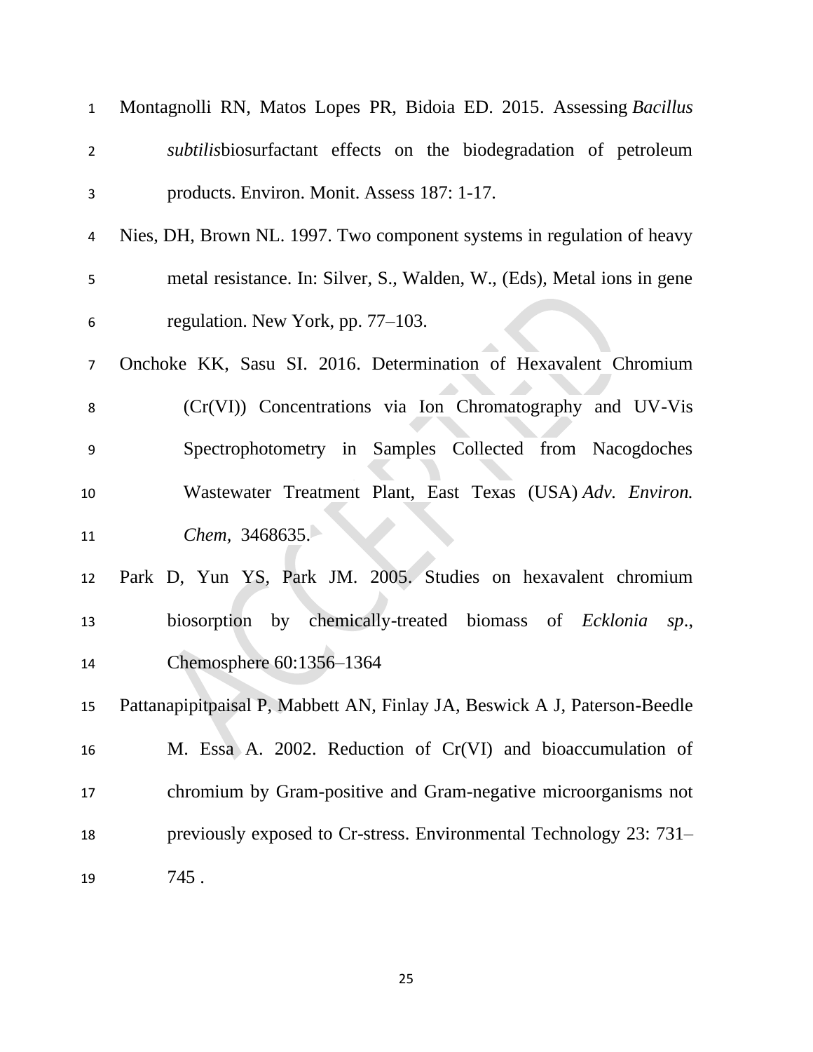Montagnolli RN, Matos Lopes PR, Bidoia ED. 2015. Assessing *Bacillus subtilis*biosurfactant effects on the biodegradation of petroleum products. Environ. Monit. Assess 187: 1-17.

Nies, DH, Brown NL. 1997. Two component systems in regulation of heavy metal resistance. In: Silver, S., Walden, W., (Eds), Metal ions in gene regulation. New York, pp. 77–103.

Onchoke KK, Sasu SI. 2016. Determination of Hexavalent Chromium (Cr(VI)) Concentrations via Ion Chromatography and UV-Vis Spectrophotometry in Samples Collected from Nacogdoches Wastewater Treatment Plant, East Texas (USA) *Adv. Environ. Chem*, 3468635.

Park D, Yun YS, Park JM. 2005. Studies on hexavalent chromium biosorption by chemically-treated biomass of *Ecklonia sp*., Chemosphere 60:1356–1364

Pattanapipitpaisal P, Mabbett AN, Finlay JA, Beswick A J, Paterson-Beedle M. Essa A. 2002. Reduction of Cr(VI) and bioaccumulation of chromium by Gram-positive and Gram-negative microorganisms not previously exposed to Cr-stress. Environmental Technology 23: 731–745 .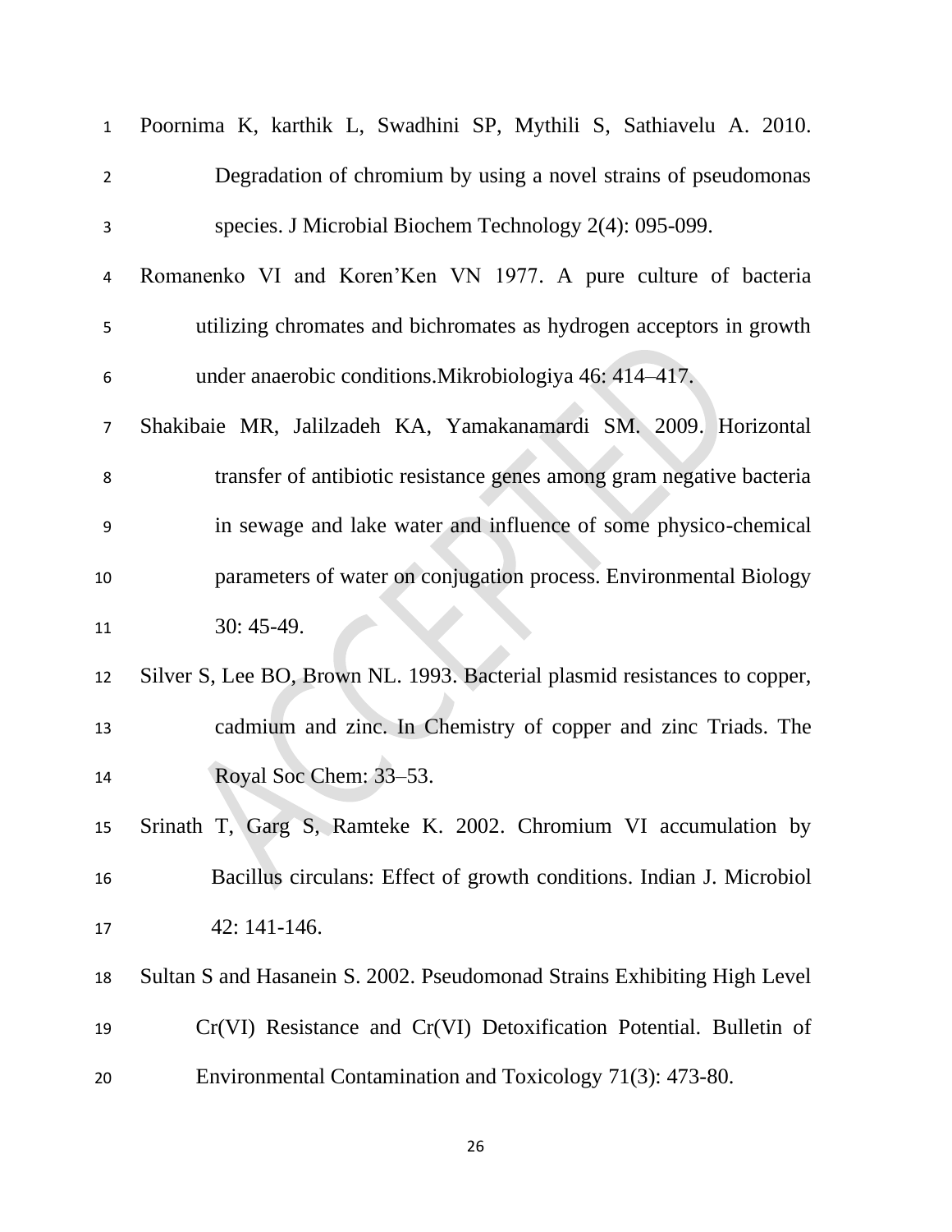Poornima K, karthik L, Swadhini SP, Mythili S, Sathiavelu A. 2010. Degradation of chromium by using a novel strains of pseudomonas species. J Microbial Biochem Technology 2(4): 095-099.

Romanenko VI and Koren'Ken VN 1977. A pure culture of bacteria utilizing chromates and bichromates as hydrogen acceptors in growth under anaerobic conditions.Mikrobiologiya 46: 414–417.

Shakibaie MR, Jalilzadeh KA, Yamakanamardi SM. 2009. Horizontal transfer of antibiotic resistance genes among gram negative bacteria in sewage and lake water and influence of some physico-chemical parameters of water on conjugation process. Environmental Biology 30: 45-49.

Silver S, Lee BO, Brown NL. 1993. Bacterial plasmid resistances to copper, cadmium and zinc. In Chemistry of copper and zinc Triads. The Royal Soc Chem: 33–53.

Srinath T, Garg S, Ramteke K. 2002. Chromium VI accumulation by Bacillus circulans: Effect of growth conditions. Indian J. Microbiol 42: 141-146.

Sultan S and Hasanein S. 2002. Pseudomonad Strains Exhibiting High Level Cr(VI) Resistance and Cr(VI) Detoxification Potential. Bulletin of Environmental Contamination and Toxicology 71(3): 473-80.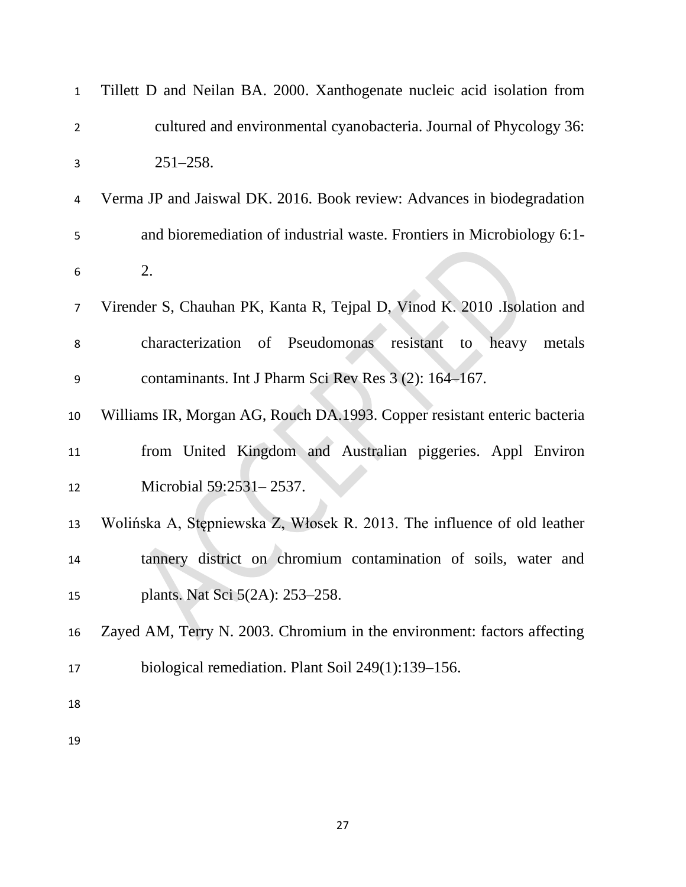Tillett D and Neilan BA. 2000. Xanthogenate nucleic acid isolation from cultured and environmental cyanobacteria. Journal of Phycology 36: 251–258.

Verma JP and Jaiswal DK. 2016. Book review: Advances in biodegradation and bioremediation of industrial waste. Frontiers in Microbiology 6:1-2.

Virender S, Chauhan PK, Kanta R, Tejpal D, Vinod K. 2010 .Isolation and characterization of Pseudomonas resistant to heavy metals contaminants. Int J Pharm Sci Rev Res 3 (2): 164–167.

Williams IR, Morgan AG, Rouch DA.1993. Copper resistant enteric bacteria from United Kingdom and Australian piggeries. Appl Environ Microbial 59:2531– 2537.

Wolińska A, Stępniewska Z, Włosek R. 2013. The influence of old leather tannery district on chromium contamination of soils, water and plants. Nat Sci 5(2A): 253–258.

Zayed AM, Terry N. 2003. Chromium in the environment: factors affecting biological remediation. Plant Soil 249(1):139–156.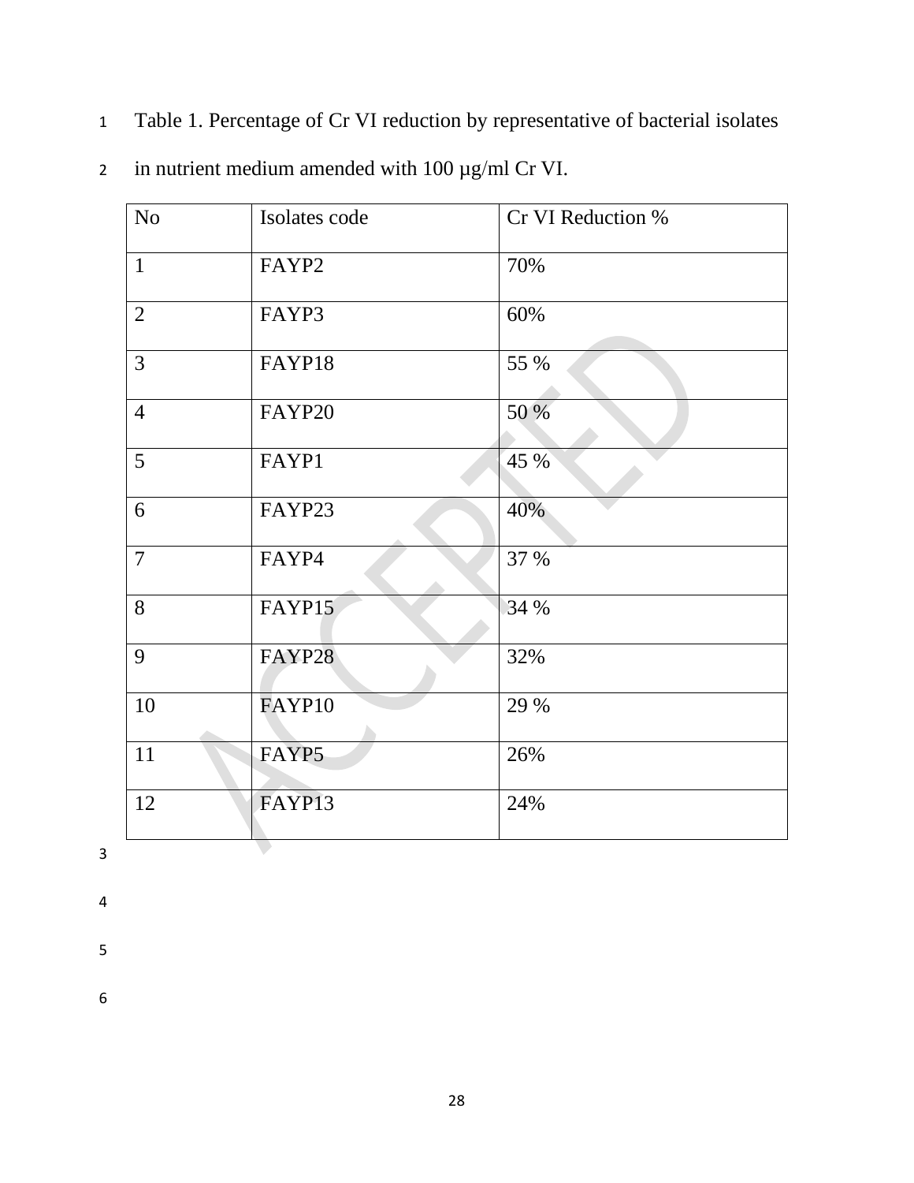Table 1. Percentage of Cr VI reduction by representative of bacterial isolates in nutrient medium amended with 100 µg/ml Cr VI.

| No | Isolates code | Cr VI Reduction % |
|---|---|---|
| 1 | FAYP2 | 70% |
| 2 | FAYP3 | 60% |
| 3 | FAYP18 | 55 % |
| 4 | FAYP20 | 50 % |
| 5 | FAYP1 | 45 % |
| 6 | FAYP23 | 40% |
| 7 | FAYP4 | 37 % |
| 8 | FAYP15 | 34 % |
| 9 | FAYP28 | 32% |
| 10 | FAYP10 | 29 % |
| 11 | FAYP5 | 26% |
| 12 | FAYP13 | 24% |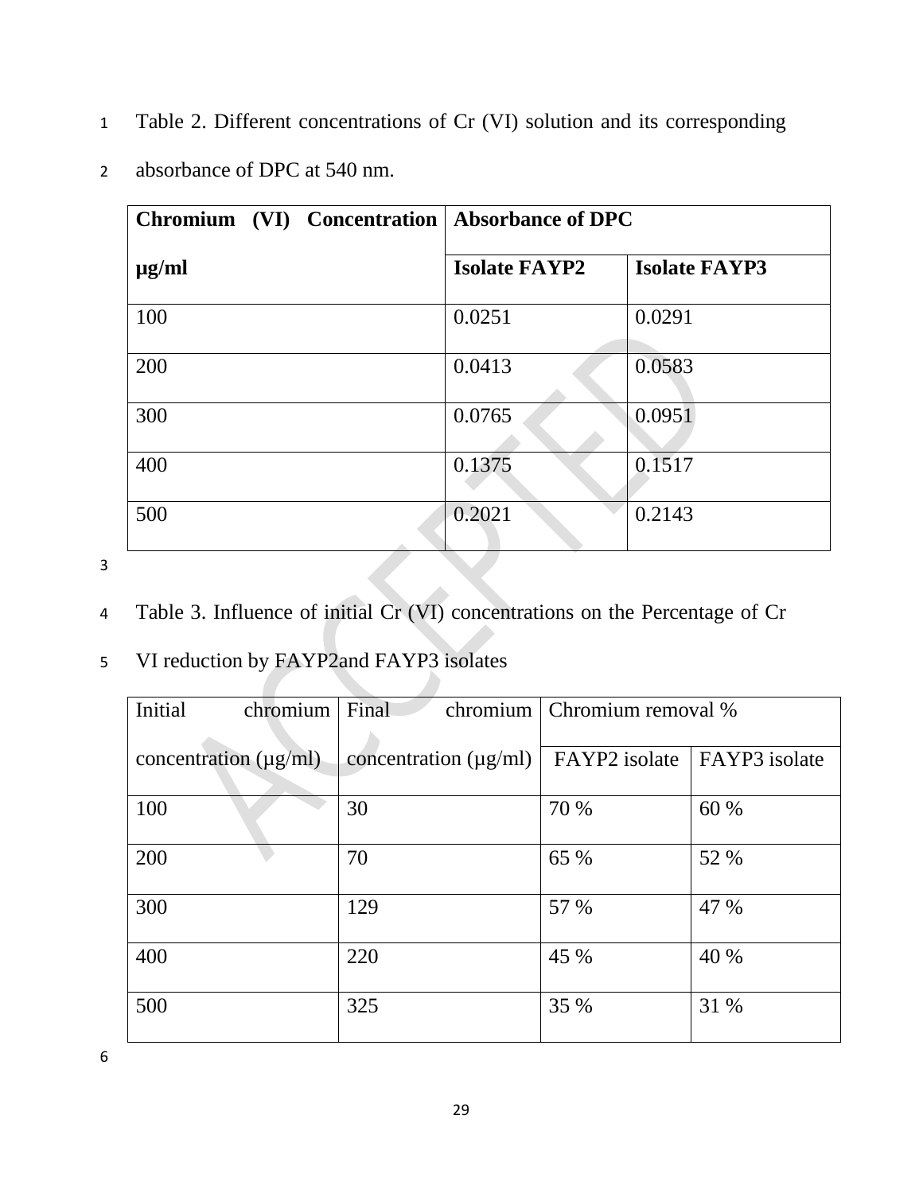Table 2. Different concentrations of Cr (VI) solution and its corresponding absorbance of DPC at 540 nm.

| Chromium (VI) Concentration | Absorbance of DPC | |
|---|---|---|
| μg/ml | Isolate FAYP2 | Isolate FAYP3 |
| 100 | 0.0251 | 0.0291 |
| 200 | 0.0413 | 0.0583 |
| 300 | 0.0765 | 0.0951 |
| 400 | 0.1375 | 0.1517 |
| 500 | 0.2021 | 0.2143 |

Table 3. Influence of initial Cr (VI) concentrations on the Percentage of Cr VI reduction by FAYP2and FAYP3 isolates

| Initial chromium | Final chromium | Chromium removal % | |
|---|---|---|---|
| concentration (μg/ml) | concentration (μg/ml) | FAYP2 isolate | FAYP3 isolate |
| 100 | 30 | 70 % | 60 % |
| 200 | 70 | 65 % | 52 % |
| 300 | 129 | 57 % | 47 % |
| 400 | 220 | 45 % | 40 % |
| 500 | 325 | 35 % | 31 % |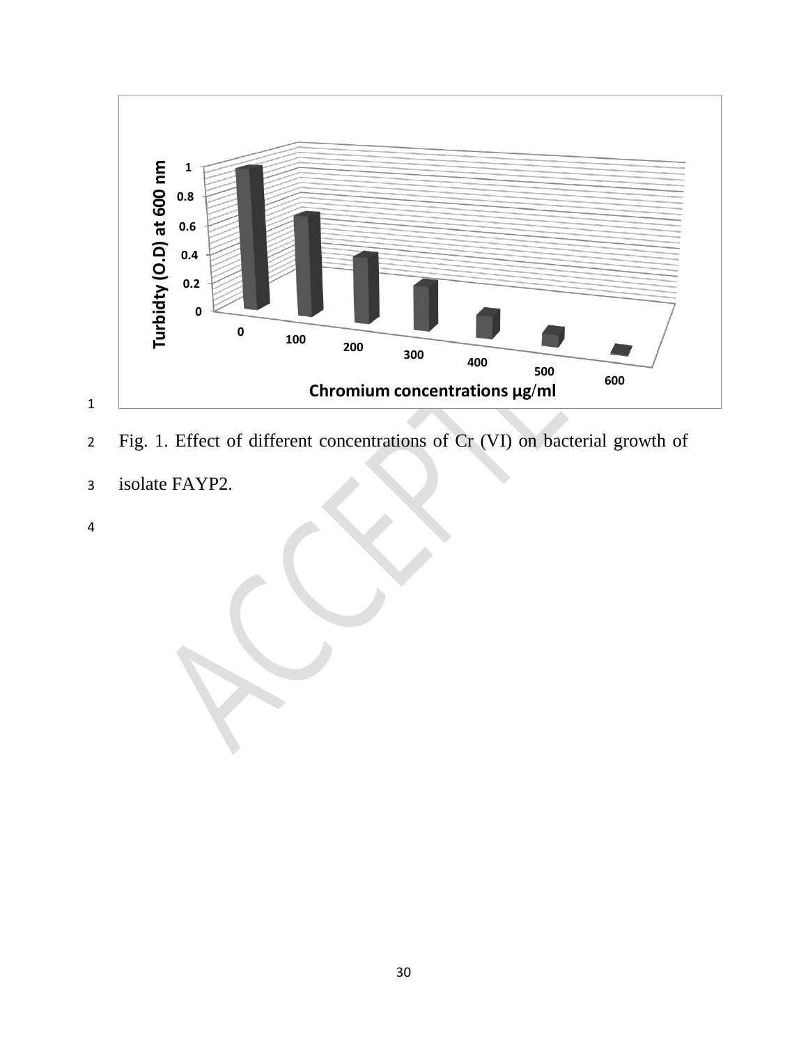Turbidty (O.D) at 600 nm

1
0.8
0.6
0.4
0.2
0

0
100
200
300
400
500
600

Chromium concentrations µg/ml

Fig. 1. Effect of different concentrations of Cr (VI) on bacterial growth of isolate FAYP2.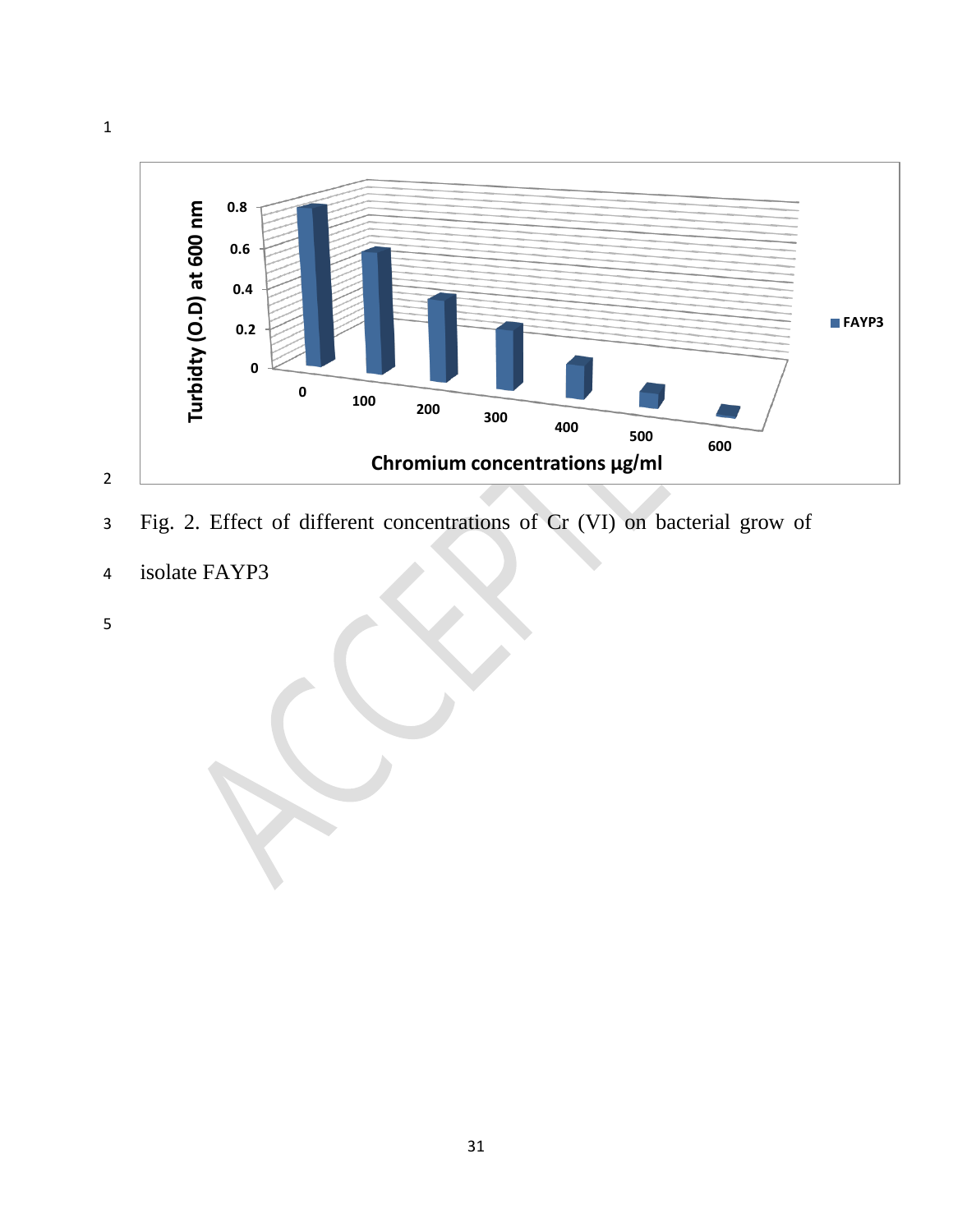Turbidty (O.D) at 600 nm

0.8

0.6

0.4

0.2

0

0

100

200

300

400

500

600

Chromium concentrations µg/ml

FAYP3

Fig. 2. Effect of different concentrations of Cr (VI) on bacterial grow of isolate FAYP3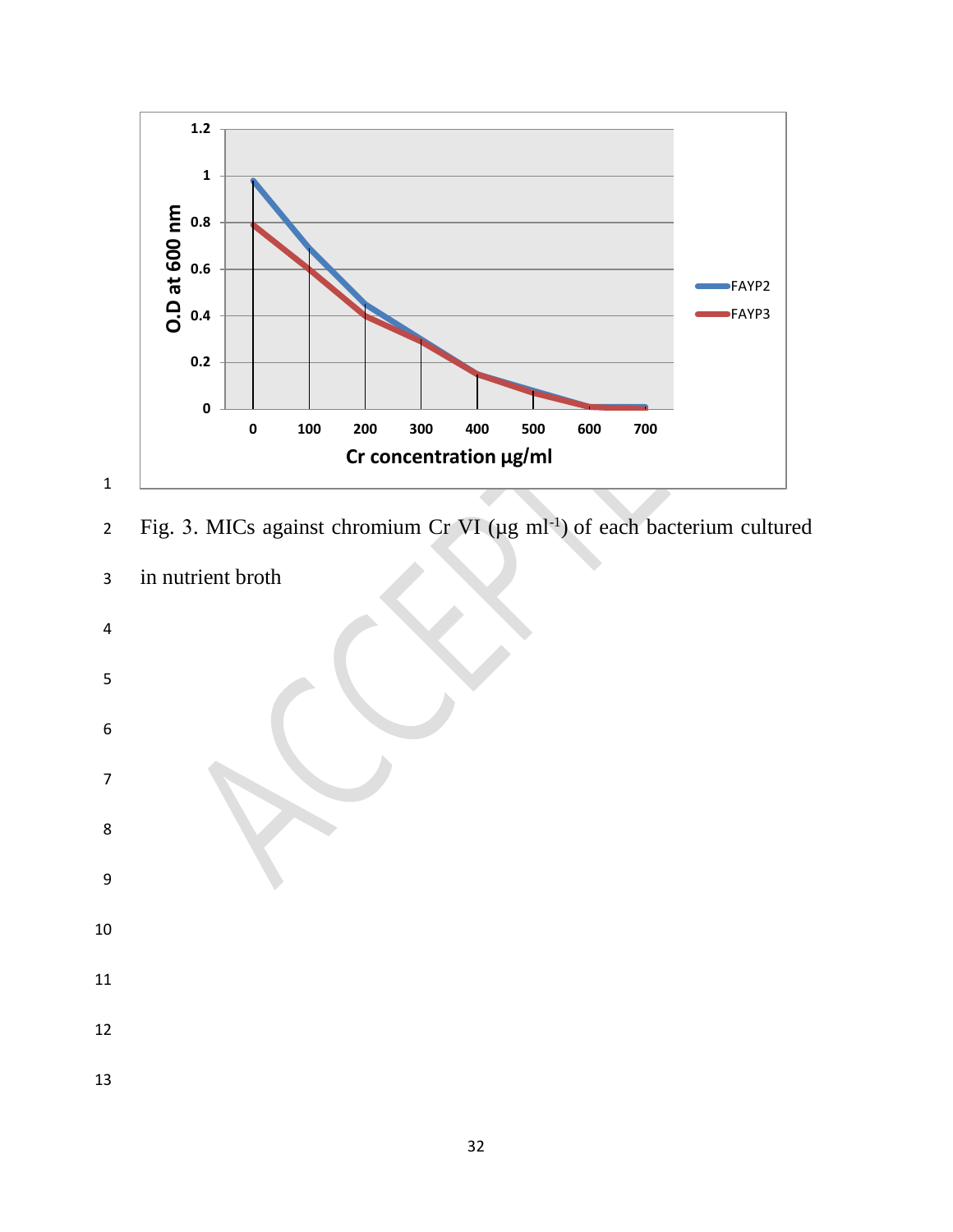1.2
1
0.8
0.6
0.4
0.2
0

O.D at 600 nm

0
100
200
300
400
500
600
700

Cr concentration µg/ml

FAYP2
FAYP3

Fig. 3. MICs against chromium Cr VI (µg $ml^{-1}$) of each bacterium cultured in nutrient broth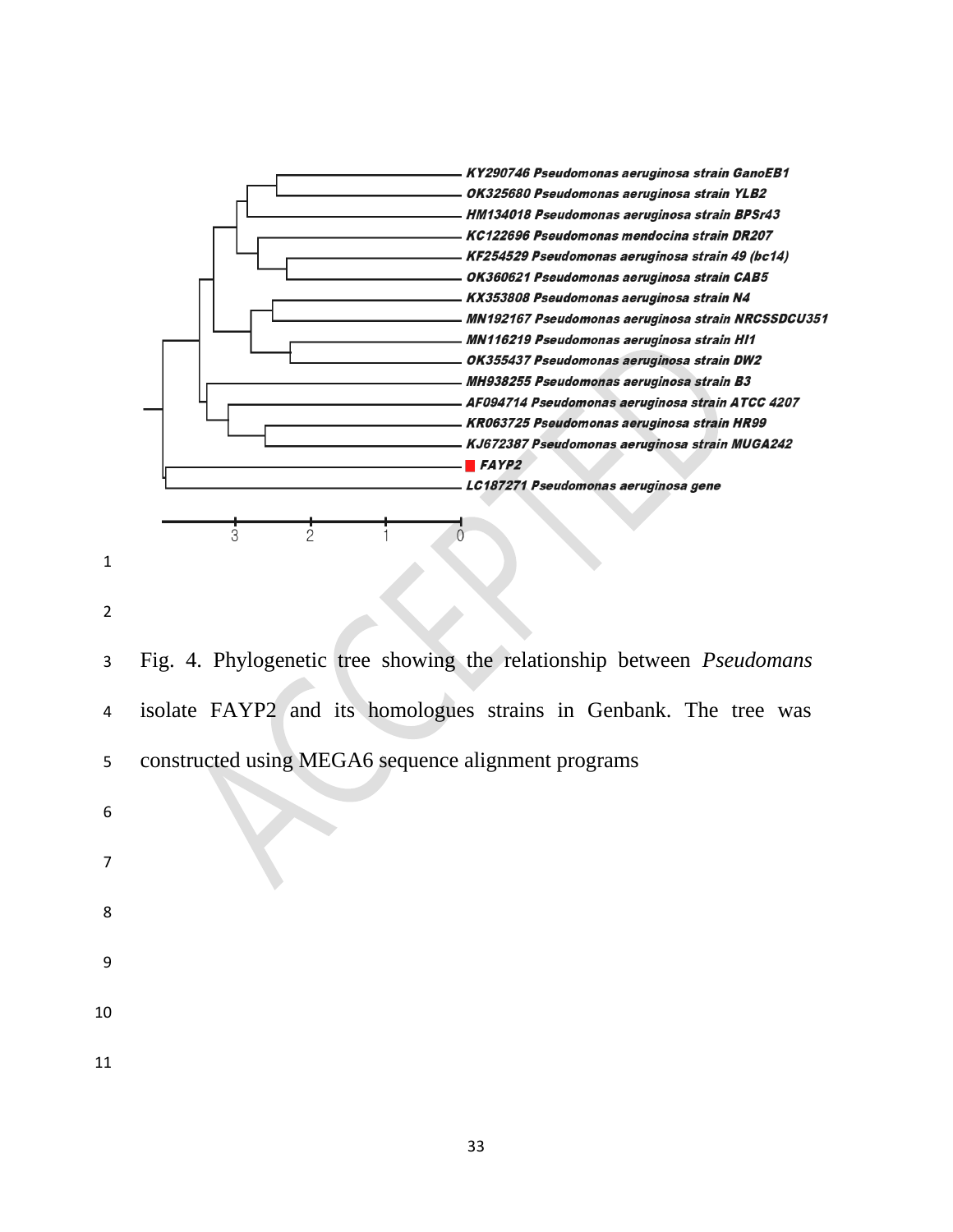KY290746 Pseudomonas aeruginosa strain GanoEB1
OK325680 Pseudomonas aeruginosa strain YLB2
HM134018 Pseudomonas aeruginosa strain BPSr43
KC122696 Pseudomonas mendocina strain DR207
KF254529 Pseudomonas aeruginosa strain 49 (bc14)
OK360621 Pseudomonas aeruginosa strain CAB5
KX353808 Pseudomonas aeruginosa strain N4
MN192167 Pseudomonas aeruginosa strain NRCSSDCU351
MN116219 Pseudomonas aeruginosa strain HI1
OK355437 Pseudomonas aeruginosa strain DW2
MH938255 Pseudomonas aeruginosa strain B3
AF094714 Pseudomonas aeruginosa strain ATCC 4207
KR063725 Pseudomonas aeruginosa strain HR99
KJ672387 Pseudomonas aeruginosa strain MUGA242
FAYP2
LC187271 Pseudomonas aeruginosa gene

3 2 1 0

Fig. 4. Phylogenetic tree showing the relationship between *Pseudomans* isolate FAYP2 and its homologues strains in Genbank. The tree was constructed using MEGA6 sequence alignment programs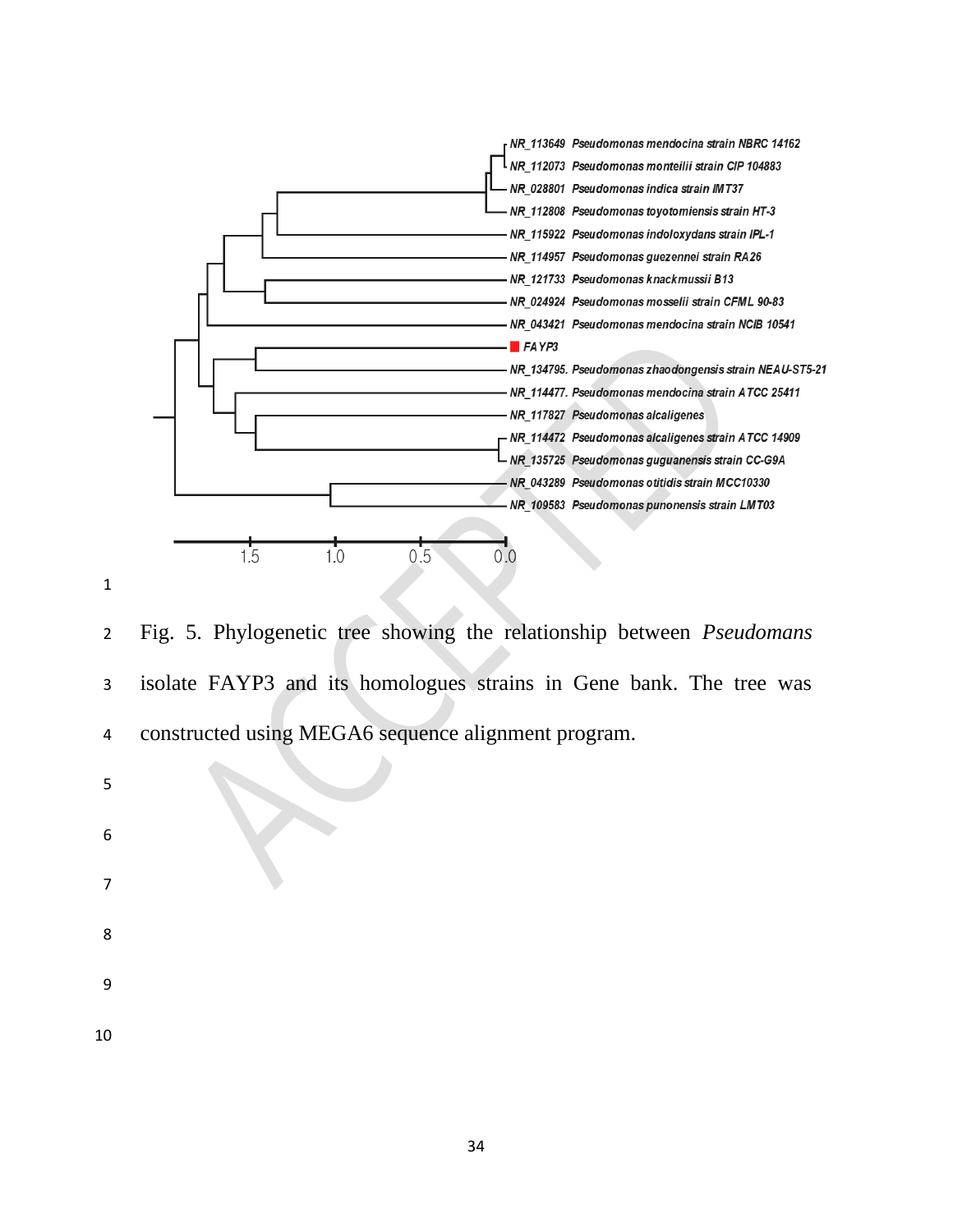NR_113649 Pseudomonas mendocina strain NBRC 14162
NR_112073 Pseudomonas monteilii strain CIP 104883
NR_028801 Pseudomonas indica strain IMT37
NR_112808 Pseudomonas toyotomiensis strain HT-3
NR_115922 Pseudomonas indoloxydans strain IPL-1
NR_114957 Pseudomonas guezennei strain RA26
NR_121733 Pseudomonas knackmussii B13
NR_024924 Pseudomonas mosselii strain CFML 90-83
NR_043421 Pseudomonas mendocina strain NCIB 10541
FAYP3
NR_134795. Pseudomonas zhaodongensis strain NEAU-ST5-21
NR_114477. Pseudomonas mendocina strain ATCC 25411
NR_117827 Pseudomonas alcaligenes
NR_114472 Pseudomonas alcaligenes strain ATCC 14909
NR_135725 Pseudomonas guguanensis strain CC-G9A
NR_043289 Pseudomonas otitidis strain MCC10330
NR_109583 Pseudomonas punonensis strain LMT03

1.5 1.0 0.5 0.0

Fig. 5. Phylogenetic tree showing the relationship between *Pseudomans* isolate FAYP3 and its homologues strains in Gene bank. The tree was constructed using MEGA6 sequence alignment program.